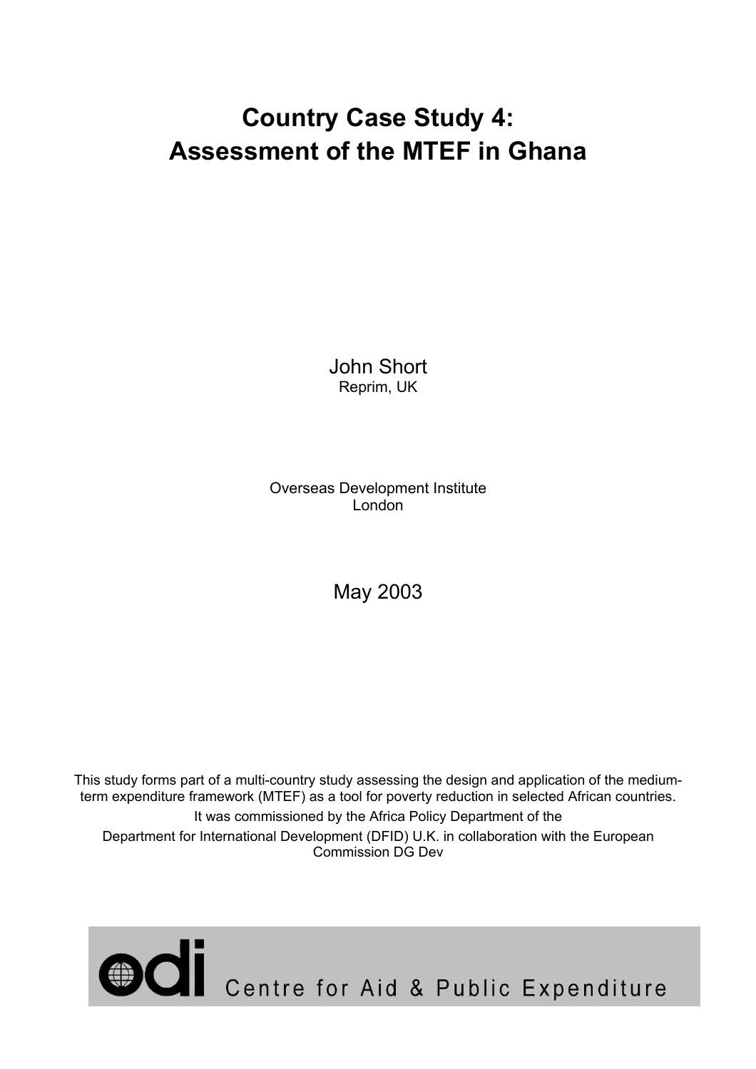# Country Case Study 4:
# Assessment of the MTEF in Ghana

John Short
Reprim, UK

Overseas Development Institute
London

May 2003

This study forms part of a multi-country study assessing the design and application of the medium-term expenditure framework (MTEF) as a tool for poverty reduction in selected African countries.

It was commissioned by the Africa Policy Department of the Department for International Development (DFID) U.K. in collaboration with the European Commission DG Dev

odi Centre for Aid & Public Expenditure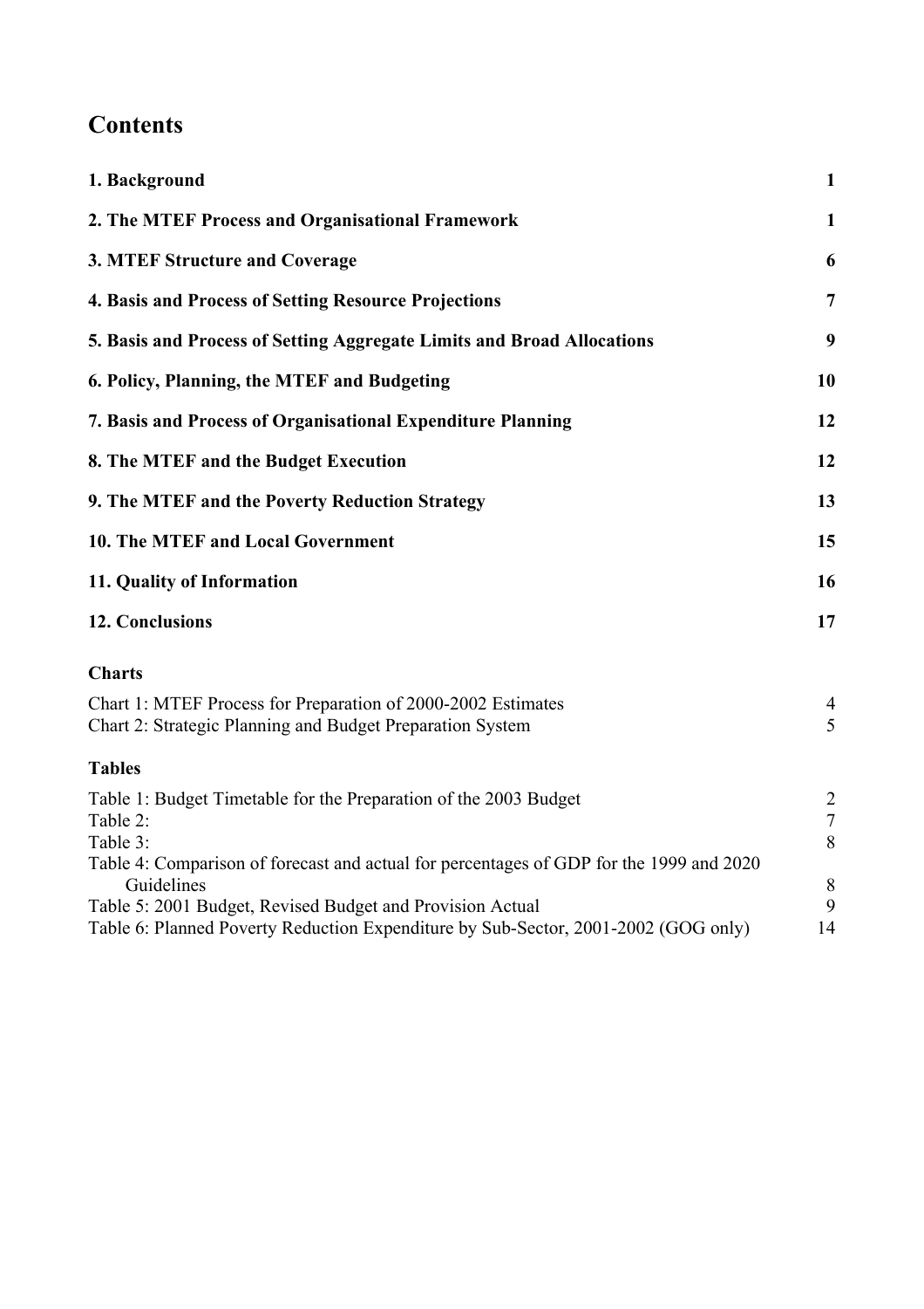# Contents

| | |
|---|---|
| **1. Background** | **1** |
| **2. The MTEF Process and Organisational Framework** | **1** |
| **3. MTEF Structure and Coverage** | **6** |
| **4. Basis and Process of Setting Resource Projections** | **7** |
| **5. Basis and Process of Setting Aggregate Limits and Broad Allocations** | **9** |
| **6. Policy, Planning, the MTEF and Budgeting** | **10** |
| **7. Basis and Process of Organisational Expenditure Planning** | **12** |
| **8. The MTEF and the Budget Execution** | **12** |
| **9. The MTEF and the Poverty Reduction Strategy** | **13** |
| **10. The MTEF and Local Government** | **15** |
| **11. Quality of Information** | **16** |
| **12. Conclusions** | **17** |

### Charts

| | |
|---|---|
| Chart 1: MTEF Process for Preparation of 2000-2002 Estimates | 4 |
| Chart 2: Strategic Planning and Budget Preparation System | 5 |

### Tables

| | |
|---|---|
| Table 1: Budget Timetable for the Preparation of the 2003 Budget | 2 |
| Table 2: | 7 |
| Table 3: | 8 |
| Table 4: Comparison of forecast and actual for percentages of GDP for the 1999 and 2020 Guidelines | 8 |
| Table 5: 2001 Budget, Revised Budget and Provision Actual | 9 |
| Table 6: Planned Poverty Reduction Expenditure by Sub-Sector, 2001-2002 (GOG only) | 14 |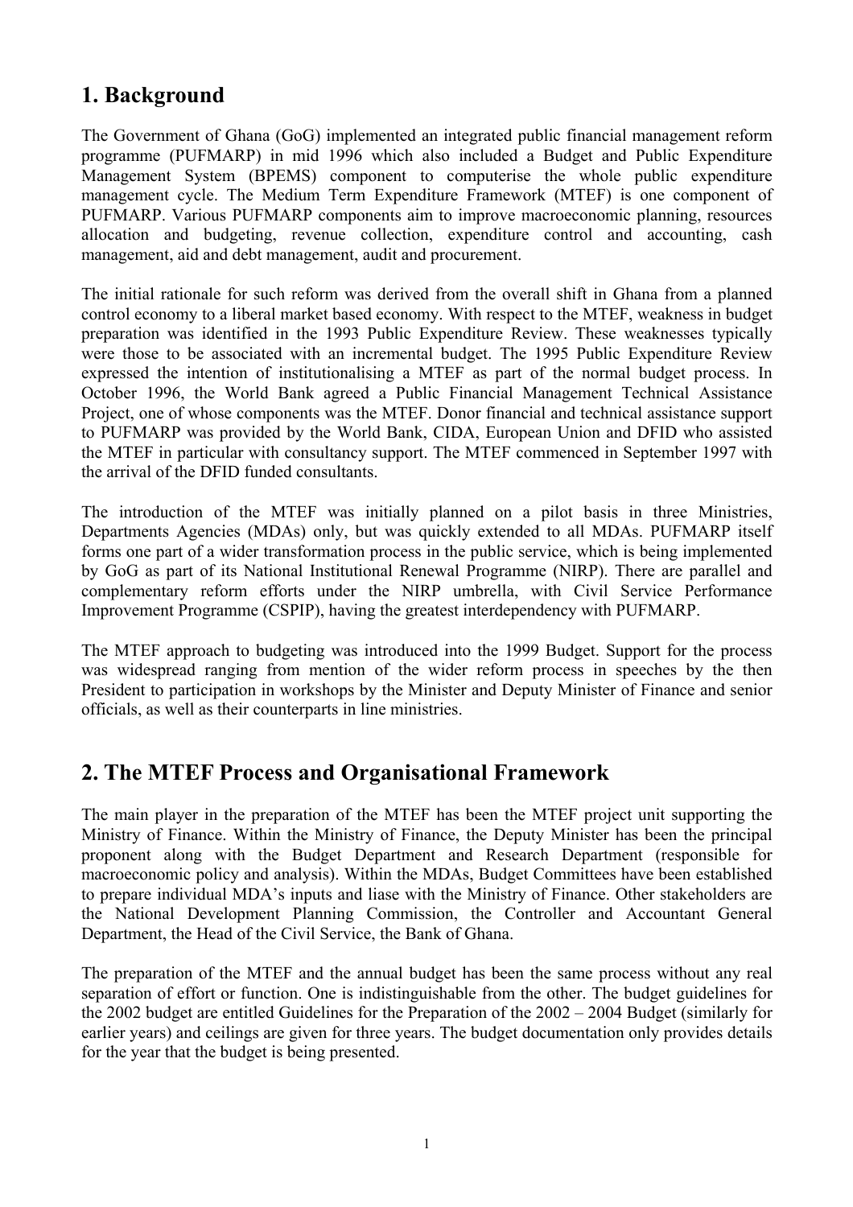## 1. Background

The Government of Ghana (GoG) implemented an integrated public financial management reform programme (PUFMARP) in mid 1996 which also included a Budget and Public Expenditure Management System (BPEMS) component to computerise the whole public expenditure management cycle. The Medium Term Expenditure Framework (MTEF) is one component of PUFMARP. Various PUFMARP components aim to improve macroeconomic planning, resources allocation and budgeting, revenue collection, expenditure control and accounting, cash management, aid and debt management, audit and procurement.

The initial rationale for such reform was derived from the overall shift in Ghana from a planned control economy to a liberal market based economy. With respect to the MTEF, weakness in budget preparation was identified in the 1993 Public Expenditure Review. These weaknesses typically were those to be associated with an incremental budget. The 1995 Public Expenditure Review expressed the intention of institutionalising a MTEF as part of the normal budget process. In October 1996, the World Bank agreed a Public Financial Management Technical Assistance Project, one of whose components was the MTEF. Donor financial and technical assistance support to PUFMARP was provided by the World Bank, CIDA, European Union and DFID who assisted the MTEF in particular with consultancy support. The MTEF commenced in September 1997 with the arrival of the DFID funded consultants.

The introduction of the MTEF was initially planned on a pilot basis in three Ministries, Departments Agencies (MDAs) only, but was quickly extended to all MDAs. PUFMARP itself forms one part of a wider transformation process in the public service, which is being implemented by GoG as part of its National Institutional Renewal Programme (NIRP). There are parallel and complementary reform efforts under the NIRP umbrella, with Civil Service Performance Improvement Programme (CSPIP), having the greatest interdependency with PUFMARP.

The MTEF approach to budgeting was introduced into the 1999 Budget. Support for the process was widespread ranging from mention of the wider reform process in speeches by the then President to participation in workshops by the Minister and Deputy Minister of Finance and senior officials, as well as their counterparts in line ministries.

## 2. The MTEF Process and Organisational Framework

The main player in the preparation of the MTEF has been the MTEF project unit supporting the Ministry of Finance. Within the Ministry of Finance, the Deputy Minister has been the principal proponent along with the Budget Department and Research Department (responsible for macroeconomic policy and analysis). Within the MDAs, Budget Committees have been established to prepare individual MDA's inputs and liase with the Ministry of Finance. Other stakeholders are the National Development Planning Commission, the Controller and Accountant General Department, the Head of the Civil Service, the Bank of Ghana.

The preparation of the MTEF and the annual budget has been the same process without any real separation of effort or function. One is indistinguishable from the other. The budget guidelines for the 2002 budget are entitled Guidelines for the Preparation of the 2002 – 2004 Budget (similarly for earlier years) and ceilings are given for three years. The budget documentation only provides details for the year that the budget is being presented.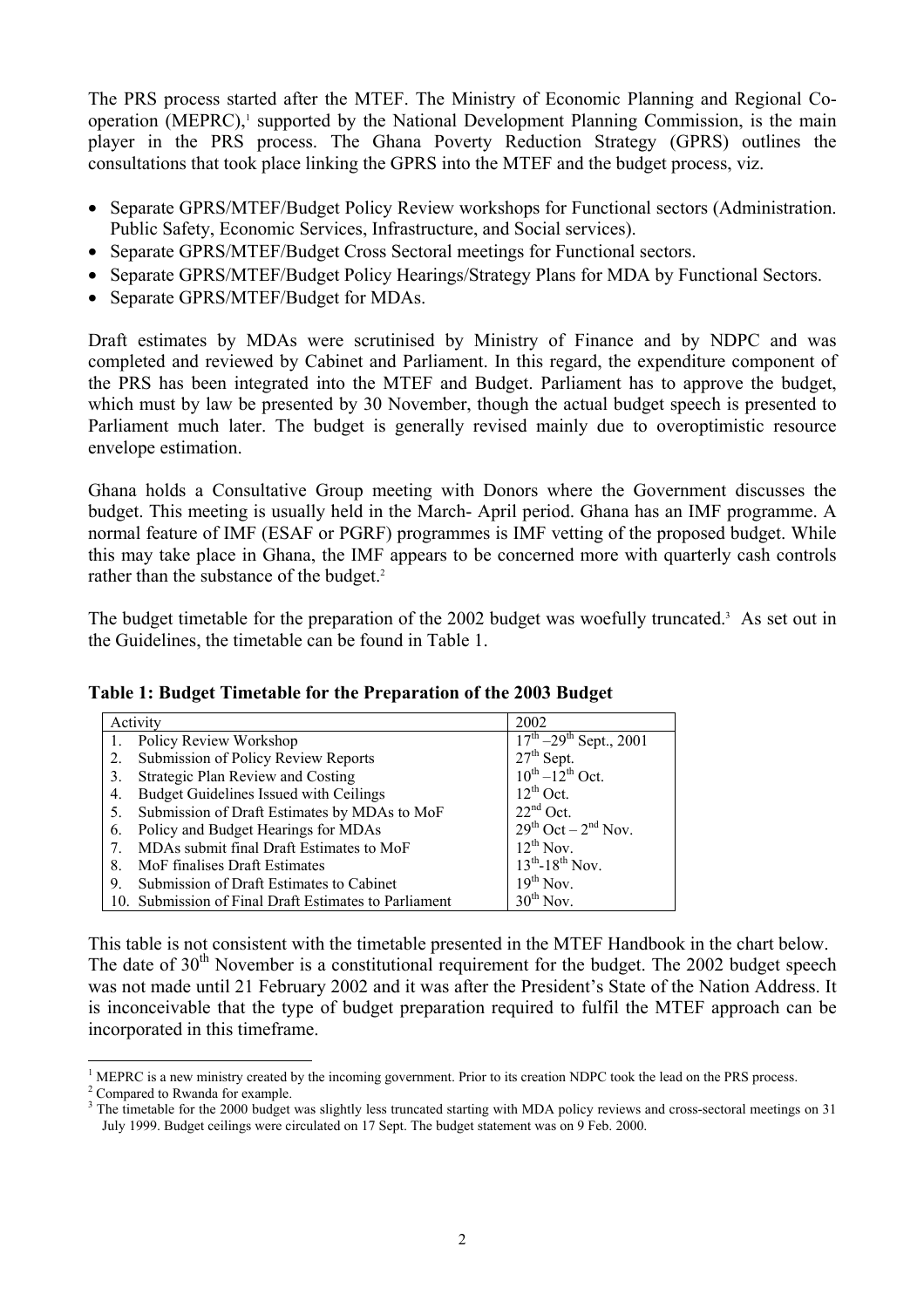The PRS process started after the MTEF. The Ministry of Economic Planning and Regional Co-operation (MEPRC),[1] supported by the National Development Planning Commission, is the main player in the PRS process. The Ghana Poverty Reduction Strategy (GPRS) outlines the consultations that took place linking the GPRS into the MTEF and the budget process, viz.

- Separate GPRS/MTEF/Budget Policy Review workshops for Functional sectors (Administration. Public Safety, Economic Services, Infrastructure, and Social services).
- Separate GPRS/MTEF/Budget Cross Sectoral meetings for Functional sectors.
- Separate GPRS/MTEF/Budget Policy Hearings/Strategy Plans for MDA by Functional Sectors.
- Separate GPRS/MTEF/Budget for MDAs.

Draft estimates by MDAs were scrutinised by Ministry of Finance and by NDPC and was completed and reviewed by Cabinet and Parliament. In this regard, the expenditure component of the PRS has been integrated into the MTEF and Budget. Parliament has to approve the budget, which must by law be presented by 30 November, though the actual budget speech is presented to Parliament much later. The budget is generally revised mainly due to overoptimistic resource envelope estimation.

Ghana holds a Consultative Group meeting with Donors where the Government discusses the budget. This meeting is usually held in the March- April period. Ghana has an IMF programme. A normal feature of IMF (ESAF or PGRF) programmes is IMF vetting of the proposed budget. While this may take place in Ghana, the IMF appears to be concerned more with quarterly cash controls rather than the substance of the budget.[2]

The budget timetable for the preparation of the 2002 budget was woefully truncated.[3] As set out in the Guidelines, the timetable can be found in Table 1.

**Table 1: Budget Timetable for the Preparation of the 2003 Budget**

| Activity | 2002 |
|---|---|
| 1. Policy Review Workshop | 17th –29th Sept., 2001 |
| 2. Submission of Policy Review Reports | 27th Sept. |
| 3. Strategic Plan Review and Costing | 10th –12th Oct. |
| 4. Budget Guidelines Issued with Ceilings | 12th Oct. |
| 5. Submission of Draft Estimates by MDAs to MoF | 22nd Oct. |
| 6. Policy and Budget Hearings for MDAs | 29th Oct – 2nd Nov. |
| 7. MDAs submit final Draft Estimates to MoF | 12th Nov. |
| 8. MoF finalises Draft Estimates | 13th-18th Nov. |
| 9. Submission of Draft Estimates to Cabinet | 19th Nov. |
| 10. Submission of Final Draft Estimates to Parliament | 30th Nov. |

This table is not consistent with the timetable presented in the MTEF Handbook in the chart below. The date of 30th November is a constitutional requirement for the budget. The 2002 budget speech was not made until 21 February 2002 and it was after the President's State of the Nation Address. It is inconceivable that the type of budget preparation required to fulfil the MTEF approach can be incorporated in this timeframe.

[1] MEPRC is a new ministry created by the incoming government. Prior to its creation NDPC took the lead on the PRS process.

[2] Compared to Rwanda for example.

[3] The timetable for the 2000 budget was slightly less truncated starting with MDA policy reviews and cross-sectoral meetings on 31 July 1999. Budget ceilings were circulated on 17 Sept. The budget statement was on 9 Feb. 2000.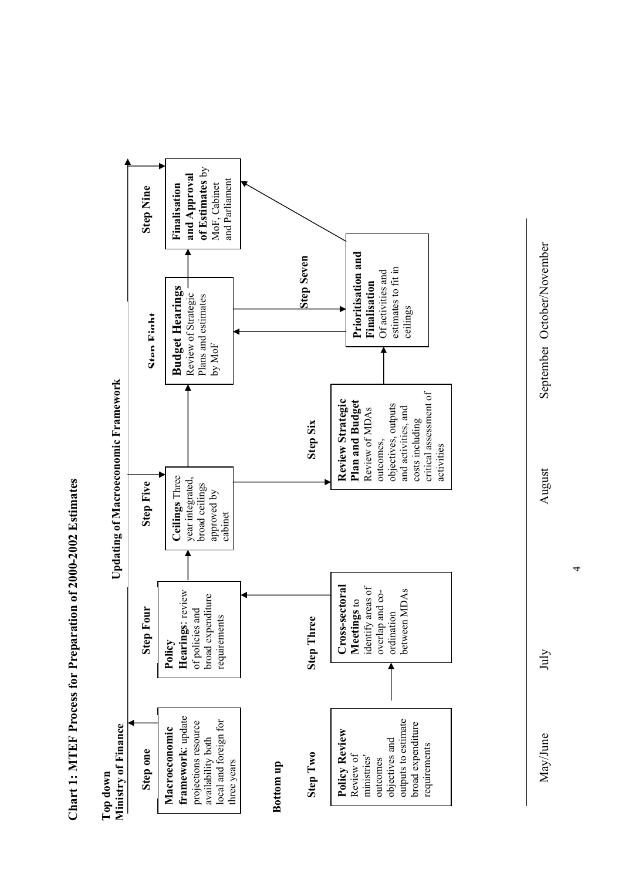**Chart 1: MTEF Process for Preparation of 2000-2002 Estimates**

**Top down**
**Ministry of Finance**

**Updating of Macroeconomic Framework**

**Step one**

**Macroeconomic framework**: update projections resource availability both local and foreign for three years

**Step Four**

**Policy Hearings**: review of policies and broad expenditure requirements

**Step Five**

**Ceilings** Three year integrated, broad ceilings approved by cabinet

**Step Eight**

**Budget Hearings** Review of Strategic Plans and estimates by MoF

**Step Nine**

**Finalisation and Approval of Estimates** by MoF, Cabinet and Parliament

**Bottom up**

**Step Two**

**Policy Review** Review of ministries' outcomes objectives and outputs to estimate broad expenditure requirements

**Step Three**

**Cross-sectoral Meetings** to identify areas of overlap and co-ordination between MDAs

**Step Six**

**Review Strategic Plan and Budget** Review of MDAs outcomes, objectives, outputs and activities, and costs including critical assessment of activities

**Step Seven**

**Prioritisation and Finalisation** Of activities and estimates to fit in ceilings

May/June — July — August — September — October/November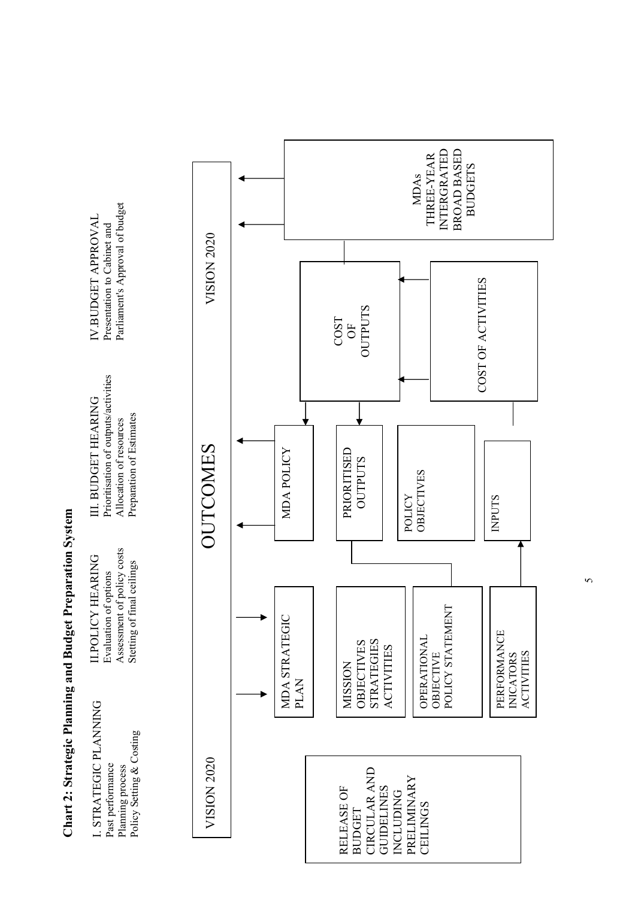**Chart 2: Strategic Planning and Budget Preparation System**

| I. STRATEGIC PLANNING | II. POLICY HEARING | III. BUDGET HEARING | IV. BUDGET APPROVAL |
|---|---|---|---|
| Past performance | Evaluation of options | Prioritisation of outputs/activities | Presentation to Cabinet and |
| Planning process | Assessment of policy costs | Allocation of resources | Parliament's Approval of budget |
| Policy Setting & Costing | Stetting of final ceilings | Preparation of Estimates | |

VISION 2020 — OUTCOMES — VISION 2020

RELEASE OF BUDGET CIRCULAR AND GUIDELINES INCLUDING PRELIMINARY CEILINGS

MDA STRATEGIC PLAN

MISSION
OBJECTIVES
STRATEGIES
ACTIVITIES

OPERATIONAL OBJECTIVE
POLICY STATEMENT

PERFORMANCE INICATORS
ACTIVITIES

MDA POLICY

PRIORITISED OUTPUTS

POLICY OBJECTIVES

INPUTS

COST OF OUTPUTS

COST OF ACTIVITIES

MDAs THREE-YEAR INTERGRATED BROAD BASED BUDGETS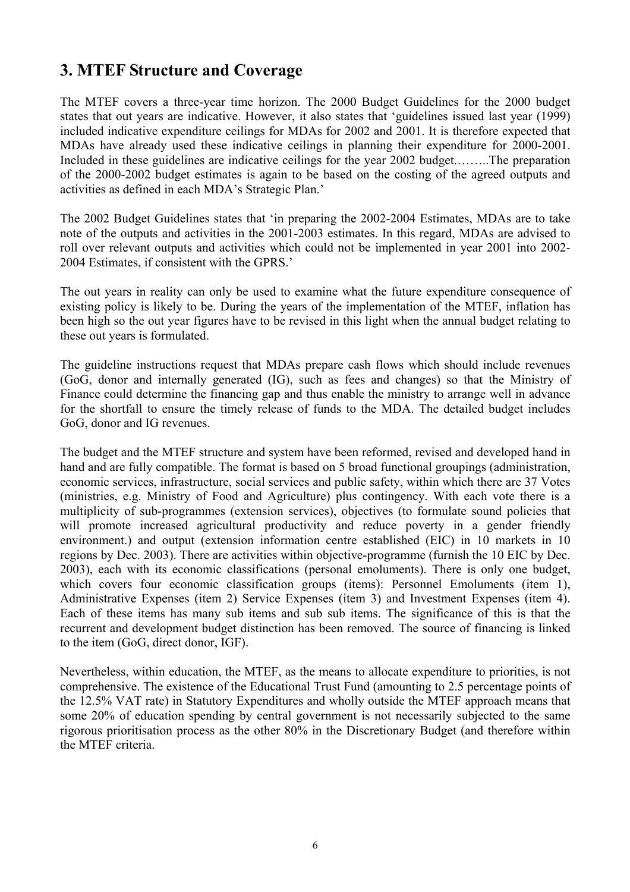## 3. MTEF Structure and Coverage

The MTEF covers a three-year time horizon. The 2000 Budget Guidelines for the 2000 budget states that out years are indicative. However, it also states that 'guidelines issued last year (1999) included indicative expenditure ceilings for MDAs for 2002 and 2001. It is therefore expected that MDAs have already used these indicative ceilings in planning their expenditure for 2000-2001. Included in these guidelines are indicative ceilings for the year 2002 budget.……..The preparation of the 2000-2002 budget estimates is again to be based on the costing of the agreed outputs and activities as defined in each MDA's Strategic Plan.'

The 2002 Budget Guidelines states that 'in preparing the 2002-2004 Estimates, MDAs are to take note of the outputs and activities in the 2001-2003 estimates. In this regard, MDAs are advised to roll over relevant outputs and activities which could not be implemented in year 2001 into 2002-2004 Estimates, if consistent with the GPRS.'

The out years in reality can only be used to examine what the future expenditure consequence of existing policy is likely to be. During the years of the implementation of the MTEF, inflation has been high so the out year figures have to be revised in this light when the annual budget relating to these out years is formulated.

The guideline instructions request that MDAs prepare cash flows which should include revenues (GoG, donor and internally generated (IG), such as fees and changes) so that the Ministry of Finance could determine the financing gap and thus enable the ministry to arrange well in advance for the shortfall to ensure the timely release of funds to the MDA. The detailed budget includes GoG, donor and IG revenues.

The budget and the MTEF structure and system have been reformed, revised and developed hand in hand and are fully compatible. The format is based on 5 broad functional groupings (administration, economic services, infrastructure, social services and public safety, within which there are 37 Votes (ministries, e.g. Ministry of Food and Agriculture) plus contingency. With each vote there is a multiplicity of sub-programmes (extension services), objectives (to formulate sound policies that will promote increased agricultural productivity and reduce poverty in a gender friendly environment.) and output (extension information centre established (EIC) in 10 markets in 10 regions by Dec. 2003). There are activities within objective-programme (furnish the 10 EIC by Dec. 2003), each with its economic classifications (personal emoluments). There is only one budget, which covers four economic classification groups (items): Personnel Emoluments (item 1), Administrative Expenses (item 2) Service Expenses (item 3) and Investment Expenses (item 4). Each of these items has many sub items and sub sub items. The significance of this is that the recurrent and development budget distinction has been removed. The source of financing is linked to the item (GoG, direct donor, IGF).

Nevertheless, within education, the MTEF, as the means to allocate expenditure to priorities, is not comprehensive. The existence of the Educational Trust Fund (amounting to 2.5 percentage points of the 12.5% VAT rate) in Statutory Expenditures and wholly outside the MTEF approach means that some 20% of education spending by central government is not necessarily subjected to the same rigorous prioritisation process as the other 80% in the Discretionary Budget (and therefore within the MTEF criteria.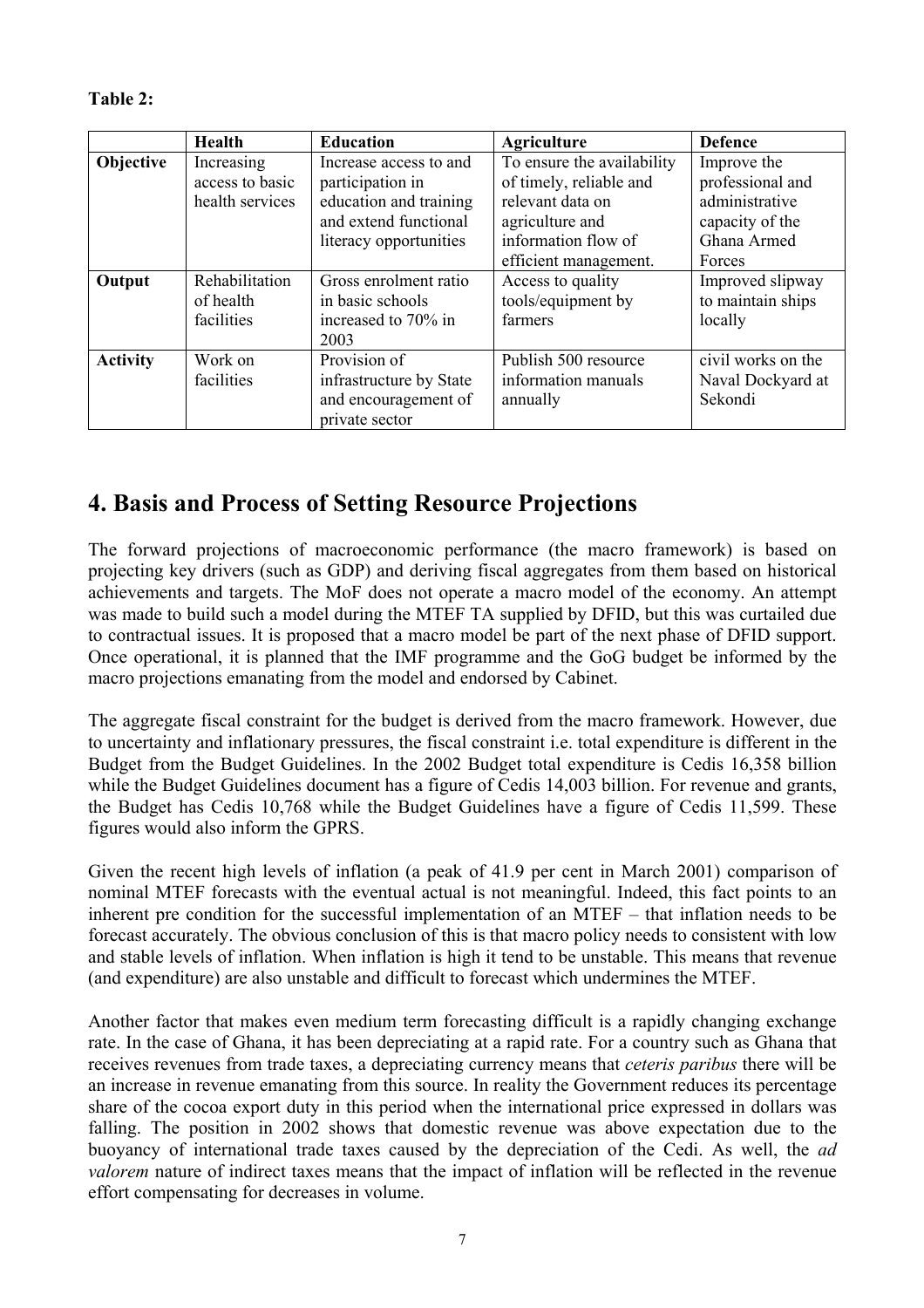**Table 2:**

| | Health | Education | Agriculture | Defence |
|---|---|---|---|---|
| **Objective** | Increasing access to basic health services | Increase access to and participation in education and training and extend functional literacy opportunities | To ensure the availability of timely, reliable and relevant data on agriculture and information flow of efficient management. | Improve the professional and administrative capacity of the Ghana Armed Forces |
| **Output** | Rehabilitation of health facilities | Gross enrolment ratio in basic schools increased to 70% in 2003 | Access to quality tools/equipment by farmers | Improved slipway to maintain ships locally |
| **Activity** | Work on facilities | Provision of infrastructure by State and encouragement of private sector | Publish 500 resource information manuals annually | civil works on the Naval Dockyard at Sekondi |

# 4. Basis and Process of Setting Resource Projections

The forward projections of macroeconomic performance (the macro framework) is based on projecting key drivers (such as GDP) and deriving fiscal aggregates from them based on historical achievements and targets. The MoF does not operate a macro model of the economy. An attempt was made to build such a model during the MTEF TA supplied by DFID, but this was curtailed due to contractual issues. It is proposed that a macro model be part of the next phase of DFID support. Once operational, it is planned that the IMF programme and the GoG budget be informed by the macro projections emanating from the model and endorsed by Cabinet.

The aggregate fiscal constraint for the budget is derived from the macro framework. However, due to uncertainty and inflationary pressures, the fiscal constraint i.e. total expenditure is different in the Budget from the Budget Guidelines. In the 2002 Budget total expenditure is Cedis 16,358 billion while the Budget Guidelines document has a figure of Cedis 14,003 billion. For revenue and grants, the Budget has Cedis 10,768 while the Budget Guidelines have a figure of Cedis 11,599. These figures would also inform the GPRS.

Given the recent high levels of inflation (a peak of 41.9 per cent in March 2001) comparison of nominal MTEF forecasts with the eventual actual is not meaningful. Indeed, this fact points to an inherent pre condition for the successful implementation of an MTEF – that inflation needs to be forecast accurately. The obvious conclusion of this is that macro policy needs to consistent with low and stable levels of inflation. When inflation is high it tend to be unstable. This means that revenue (and expenditure) are also unstable and difficult to forecast which undermines the MTEF.

Another factor that makes even medium term forecasting difficult is a rapidly changing exchange rate. In the case of Ghana, it has been depreciating at a rapid rate. For a country such as Ghana that receives revenues from trade taxes, a depreciating currency means that *ceteris paribus* there will be an increase in revenue emanating from this source. In reality the Government reduces its percentage share of the cocoa export duty in this period when the international price expressed in dollars was falling. The position in 2002 shows that domestic revenue was above expectation due to the buoyancy of international trade taxes caused by the depreciation of the Cedi. As well, the *ad valorem* nature of indirect taxes means that the impact of inflation will be reflected in the revenue effort compensating for decreases in volume.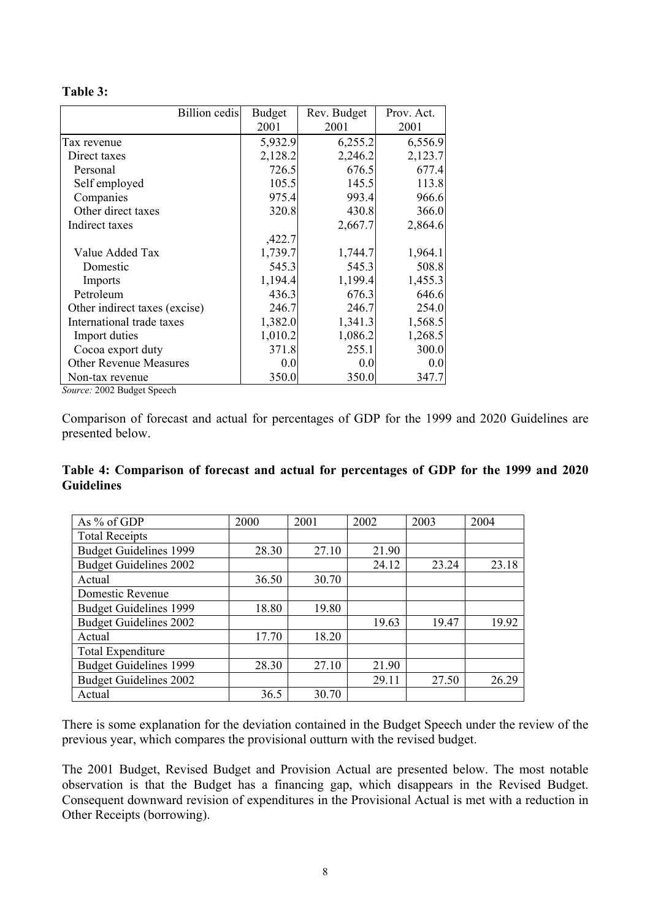**Table 3:**

| Billion cedis | Budget 2001 | Rev. Budget 2001 | Prov. Act. 2001 |
|---|---|---|---|
| Tax revenue | 5,932.9 | 6,255.2 | 6,556.9 |
| Direct taxes | 2,128.2 | 2,246.2 | 2,123.7 |
| Personal | 726.5 | 676.5 | 677.4 |
| Self employed | 105.5 | 145.5 | 113.8 |
| Companies | 975.4 | 993.4 | 966.6 |
| Other direct taxes | 320.8 | 430.8 | 366.0 |
| Indirect taxes | ,422.7 | 2,667.7 | 2,864.6 |
| Value Added Tax | 1,739.7 | 1,744.7 | 1,964.1 |
| Domestic | 545.3 | 545.3 | 508.8 |
| Imports | 1,194.4 | 1,199.4 | 1,455.3 |
| Petroleum | 436.3 | 676.3 | 646.6 |
| Other indirect taxes (excise) | 246.7 | 246.7 | 254.0 |
| International trade taxes | 1,382.0 | 1,341.3 | 1,568.5 |
| Import duties | 1,010.2 | 1,086.2 | 1,268.5 |
| Cocoa export duty | 371.8 | 255.1 | 300.0 |
| Other Revenue Measures | 0.0 | 0.0 | 0.0 |
| Non-tax revenue | 350.0 | 350.0 | 347.7 |

*Source:* 2002 Budget Speech

Comparison of forecast and actual for percentages of GDP for the 1999 and 2020 Guidelines are presented below.

**Table 4: Comparison of forecast and actual for percentages of GDP for the 1999 and 2020 Guidelines**

| As % of GDP | 2000 | 2001 | 2002 | 2003 | 2004 |
|---|---|---|---|---|---|
| Total Receipts | | | | | |
| Budget Guidelines 1999 | 28.30 | 27.10 | 21.90 | | |
| Budget Guidelines 2002 | | | 24.12 | 23.24 | 23.18 |
| Actual | 36.50 | 30.70 | | | |
| Domestic Revenue | | | | | |
| Budget Guidelines 1999 | 18.80 | 19.80 | | | |
| Budget Guidelines 2002 | | | 19.63 | 19.47 | 19.92 |
| Actual | 17.70 | 18.20 | | | |
| Total Expenditure | | | | | |
| Budget Guidelines 1999 | 28.30 | 27.10 | 21.90 | | |
| Budget Guidelines 2002 | | | 29.11 | 27.50 | 26.29 |
| Actual | 36.5 | 30.70 | | | |

There is some explanation for the deviation contained in the Budget Speech under the review of the previous year, which compares the provisional outturn with the revised budget.

The 2001 Budget, Revised Budget and Provision Actual are presented below. The most notable observation is that the Budget has a financing gap, which disappears in the Revised Budget. Consequent downward revision of expenditures in the Provisional Actual is met with a reduction in Other Receipts (borrowing).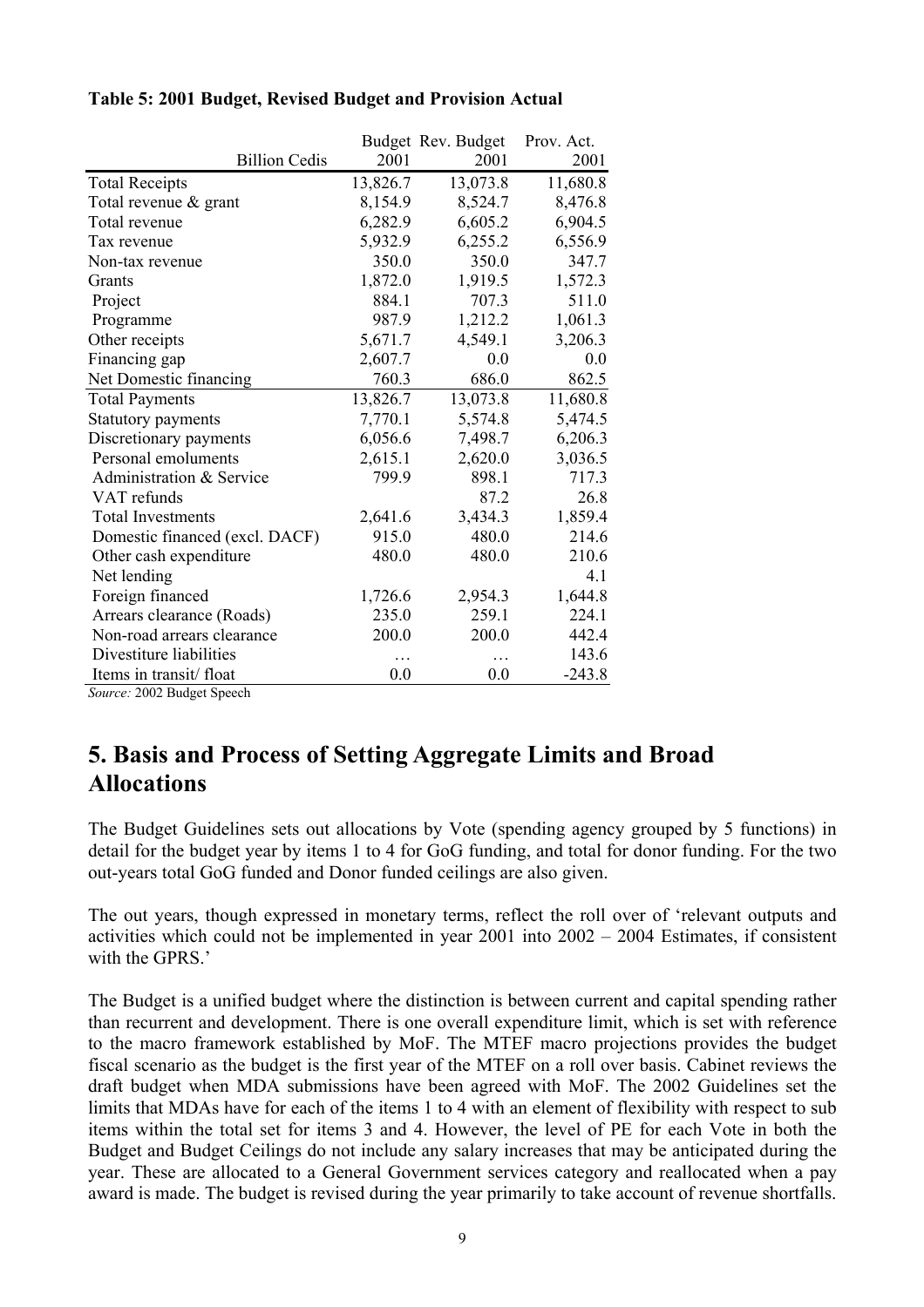**Table 5: 2001 Budget, Revised Budget and Provision Actual**

| Billion Cedis | Budget 2001 | Rev. Budget 2001 | Prov. Act. 2001 |
|---|---|---|---|
| Total Receipts | 13,826.7 | 13,073.8 | 11,680.8 |
| Total revenue & grant | 8,154.9 | 8,524.7 | 8,476.8 |
| Total revenue | 6,282.9 | 6,605.2 | 6,904.5 |
| Tax revenue | 5,932.9 | 6,255.2 | 6,556.9 |
| Non-tax revenue | 350.0 | 350.0 | 347.7 |
| Grants | 1,872.0 | 1,919.5 | 1,572.3 |
| Project | 884.1 | 707.3 | 511.0 |
| Programme | 987.9 | 1,212.2 | 1,061.3 |
| Other receipts | 5,671.7 | 4,549.1 | 3,206.3 |
| Financing gap | 2,607.7 | 0.0 | 0.0 |
| Net Domestic financing | 760.3 | 686.0 | 862.5 |
| Total Payments | 13,826.7 | 13,073.8 | 11,680.8 |
| Statutory payments | 7,770.1 | 5,574.8 | 5,474.5 |
| Discretionary payments | 6,056.6 | 7,498.7 | 6,206.3 |
| Personal emoluments | 2,615.1 | 2,620.0 | 3,036.5 |
| Administration & Service | 799.9 | 898.1 | 717.3 |
| VAT refunds | | 87.2 | 26.8 |
| Total Investments | 2,641.6 | 3,434.3 | 1,859.4 |
| Domestic financed (excl. DACF) | 915.0 | 480.0 | 214.6 |
| Other cash expenditure | 480.0 | 480.0 | 210.6 |
| Net lending | | | 4.1 |
| Foreign financed | 1,726.6 | 2,954.3 | 1,644.8 |
| Arrears clearance (Roads) | 235.0 | 259.1 | 224.1 |
| Non-road arrears clearance | 200.0 | 200.0 | 442.4 |
| Divestiture liabilities | … | … | 143.6 |
| Items in transit/ float | 0.0 | 0.0 | -243.8 |

*Source:* 2002 Budget Speech

# 5. Basis and Process of Setting Aggregate Limits and Broad Allocations

The Budget Guidelines sets out allocations by Vote (spending agency grouped by 5 functions) in detail for the budget year by items 1 to 4 for GoG funding, and total for donor funding. For the two out-years total GoG funded and Donor funded ceilings are also given.

The out years, though expressed in monetary terms, reflect the roll over of 'relevant outputs and activities which could not be implemented in year 2001 into 2002 – 2004 Estimates, if consistent with the GPRS.'

The Budget is a unified budget where the distinction is between current and capital spending rather than recurrent and development. There is one overall expenditure limit, which is set with reference to the macro framework established by MoF. The MTEF macro projections provides the budget fiscal scenario as the budget is the first year of the MTEF on a roll over basis. Cabinet reviews the draft budget when MDA submissions have been agreed with MoF. The 2002 Guidelines set the limits that MDAs have for each of the items 1 to 4 with an element of flexibility with respect to sub items within the total set for items 3 and 4. However, the level of PE for each Vote in both the Budget and Budget Ceilings do not include any salary increases that may be anticipated during the year. These are allocated to a General Government services category and reallocated when a pay award is made. The budget is revised during the year primarily to take account of revenue shortfalls.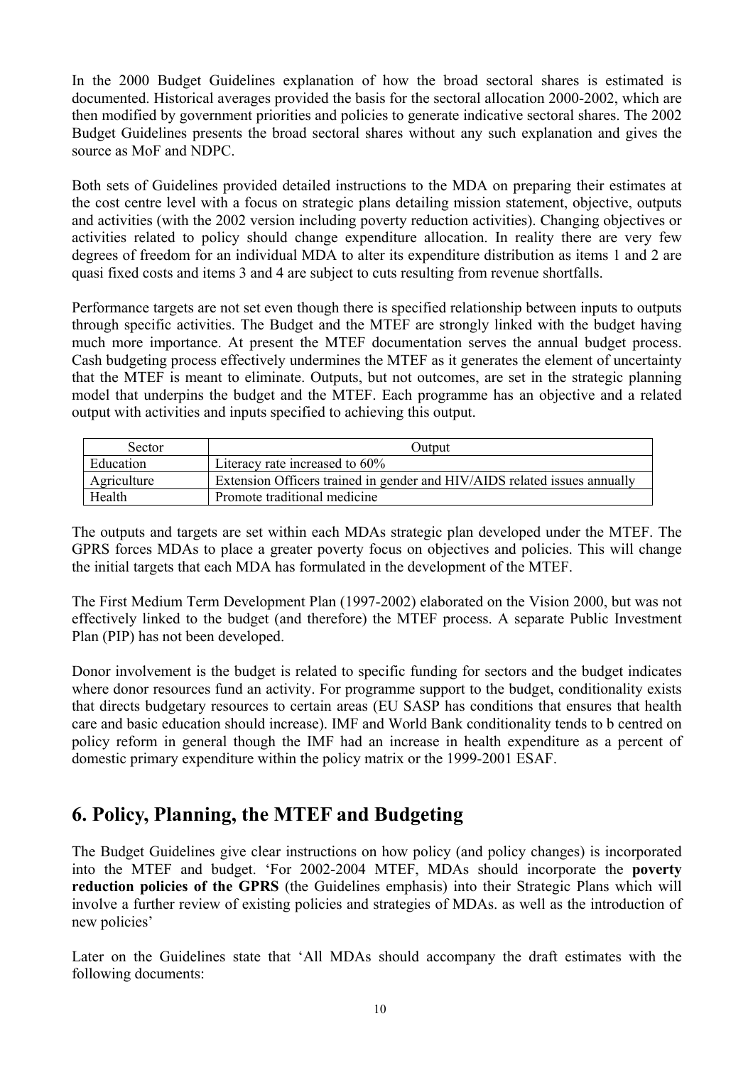In the 2000 Budget Guidelines explanation of how the broad sectoral shares is estimated is documented. Historical averages provided the basis for the sectoral allocation 2000-2002, which are then modified by government priorities and policies to generate indicative sectoral shares. The 2002 Budget Guidelines presents the broad sectoral shares without any such explanation and gives the source as MoF and NDPC.

Both sets of Guidelines provided detailed instructions to the MDA on preparing their estimates at the cost centre level with a focus on strategic plans detailing mission statement, objective, outputs and activities (with the 2002 version including poverty reduction activities). Changing objectives or activities related to policy should change expenditure allocation. In reality there are very few degrees of freedom for an individual MDA to alter its expenditure distribution as items 1 and 2 are quasi fixed costs and items 3 and 4 are subject to cuts resulting from revenue shortfalls.

Performance targets are not set even though there is specified relationship between inputs to outputs through specific activities. The Budget and the MTEF are strongly linked with the budget having much more importance. At present the MTEF documentation serves the annual budget process. Cash budgeting process effectively undermines the MTEF as it generates the element of uncertainty that the MTEF is meant to eliminate. Outputs, but not outcomes, are set in the strategic planning model that underpins the budget and the MTEF. Each programme has an objective and a related output with activities and inputs specified to achieving this output.

| Sector | Output |
| --- | --- |
| Education | Literacy rate increased to 60% |
| Agriculture | Extension Officers trained in gender and HIV/AIDS related issues annually |
| Health | Promote traditional medicine |

The outputs and targets are set within each MDAs strategic plan developed under the MTEF. The GPRS forces MDAs to place a greater poverty focus on objectives and policies. This will change the initial targets that each MDA has formulated in the development of the MTEF.

The First Medium Term Development Plan (1997-2002) elaborated on the Vision 2000, but was not effectively linked to the budget (and therefore) the MTEF process. A separate Public Investment Plan (PIP) has not been developed.

Donor involvement is the budget is related to specific funding for sectors and the budget indicates where donor resources fund an activity. For programme support to the budget, conditionality exists that directs budgetary resources to certain areas (EU SASP has conditions that ensures that health care and basic education should increase). IMF and World Bank conditionality tends to b centred on policy reform in general though the IMF had an increase in health expenditure as a percent of domestic primary expenditure within the policy matrix or the 1999-2001 ESAF.

## 6. Policy, Planning, the MTEF and Budgeting

The Budget Guidelines give clear instructions on how policy (and policy changes) is incorporated into the MTEF and budget. 'For 2002-2004 MTEF, MDAs should incorporate the **poverty reduction policies of the GPRS** (the Guidelines emphasis) into their Strategic Plans which will involve a further review of existing policies and strategies of MDAs. as well as the introduction of new policies'

Later on the Guidelines state that 'All MDAs should accompany the draft estimates with the following documents: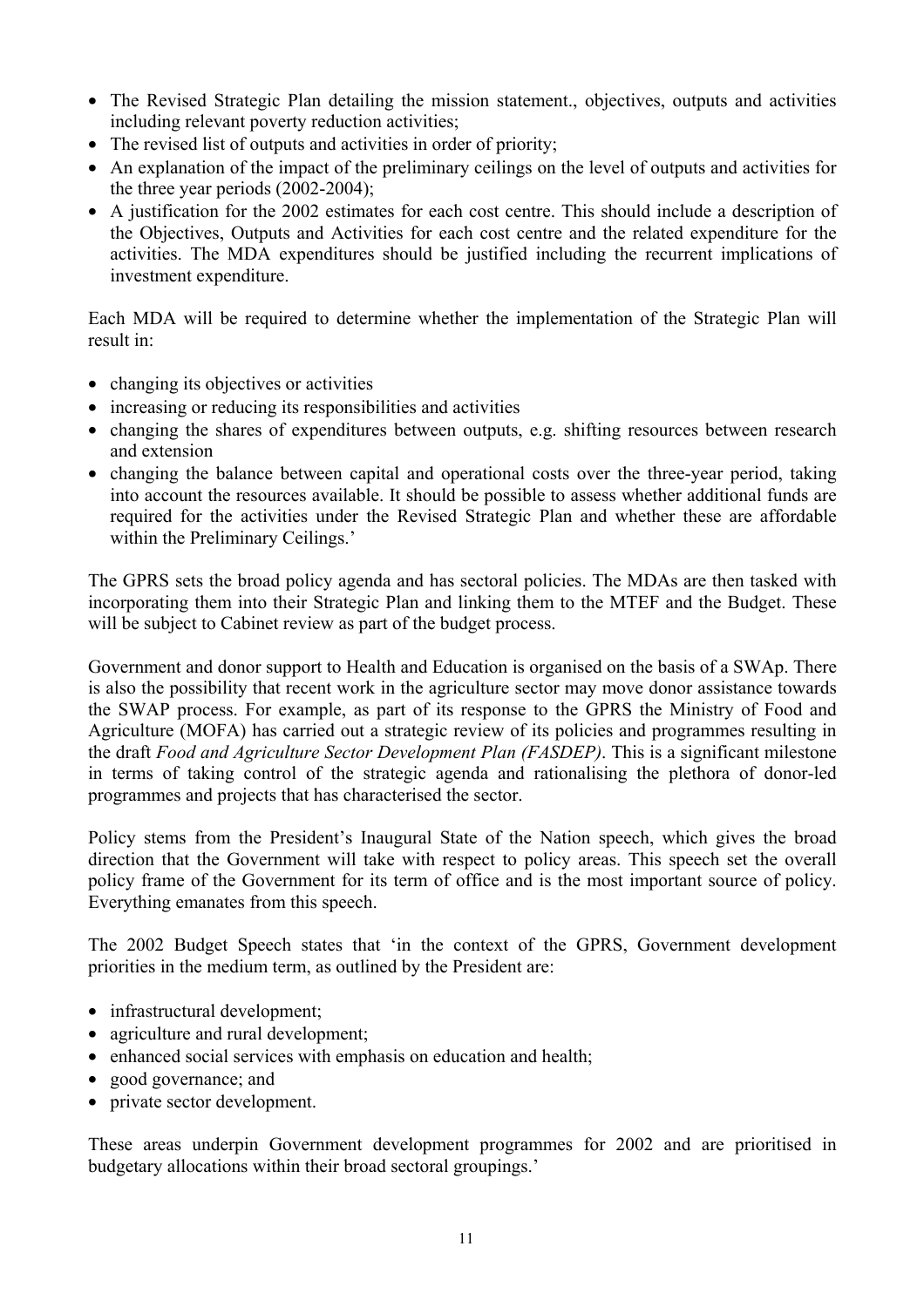- The Revised Strategic Plan detailing the mission statement., objectives, outputs and activities including relevant poverty reduction activities;
- The revised list of outputs and activities in order of priority;
- An explanation of the impact of the preliminary ceilings on the level of outputs and activities for the three year periods (2002-2004);
- A justification for the 2002 estimates for each cost centre. This should include a description of the Objectives, Outputs and Activities for each cost centre and the related expenditure for the activities. The MDA expenditures should be justified including the recurrent implications of investment expenditure.

Each MDA will be required to determine whether the implementation of the Strategic Plan will result in:

- changing its objectives or activities
- increasing or reducing its responsibilities and activities
- changing the shares of expenditures between outputs, e.g. shifting resources between research and extension
- changing the balance between capital and operational costs over the three-year period, taking into account the resources available. It should be possible to assess whether additional funds are required for the activities under the Revised Strategic Plan and whether these are affordable within the Preliminary Ceilings.'

The GPRS sets the broad policy agenda and has sectoral policies. The MDAs are then tasked with incorporating them into their Strategic Plan and linking them to the MTEF and the Budget. These will be subject to Cabinet review as part of the budget process.

Government and donor support to Health and Education is organised on the basis of a SWAp. There is also the possibility that recent work in the agriculture sector may move donor assistance towards the SWAP process. For example, as part of its response to the GPRS the Ministry of Food and Agriculture (MOFA) has carried out a strategic review of its policies and programmes resulting in the draft *Food and Agriculture Sector Development Plan (FASDEP)*. This is a significant milestone in terms of taking control of the strategic agenda and rationalising the plethora of donor-led programmes and projects that has characterised the sector.

Policy stems from the President's Inaugural State of the Nation speech, which gives the broad direction that the Government will take with respect to policy areas. This speech set the overall policy frame of the Government for its term of office and is the most important source of policy. Everything emanates from this speech.

The 2002 Budget Speech states that 'in the context of the GPRS, Government development priorities in the medium term, as outlined by the President are:

- infrastructural development;
- agriculture and rural development;
- enhanced social services with emphasis on education and health;
- good governance; and
- private sector development.

These areas underpin Government development programmes for 2002 and are prioritised in budgetary allocations within their broad sectoral groupings.'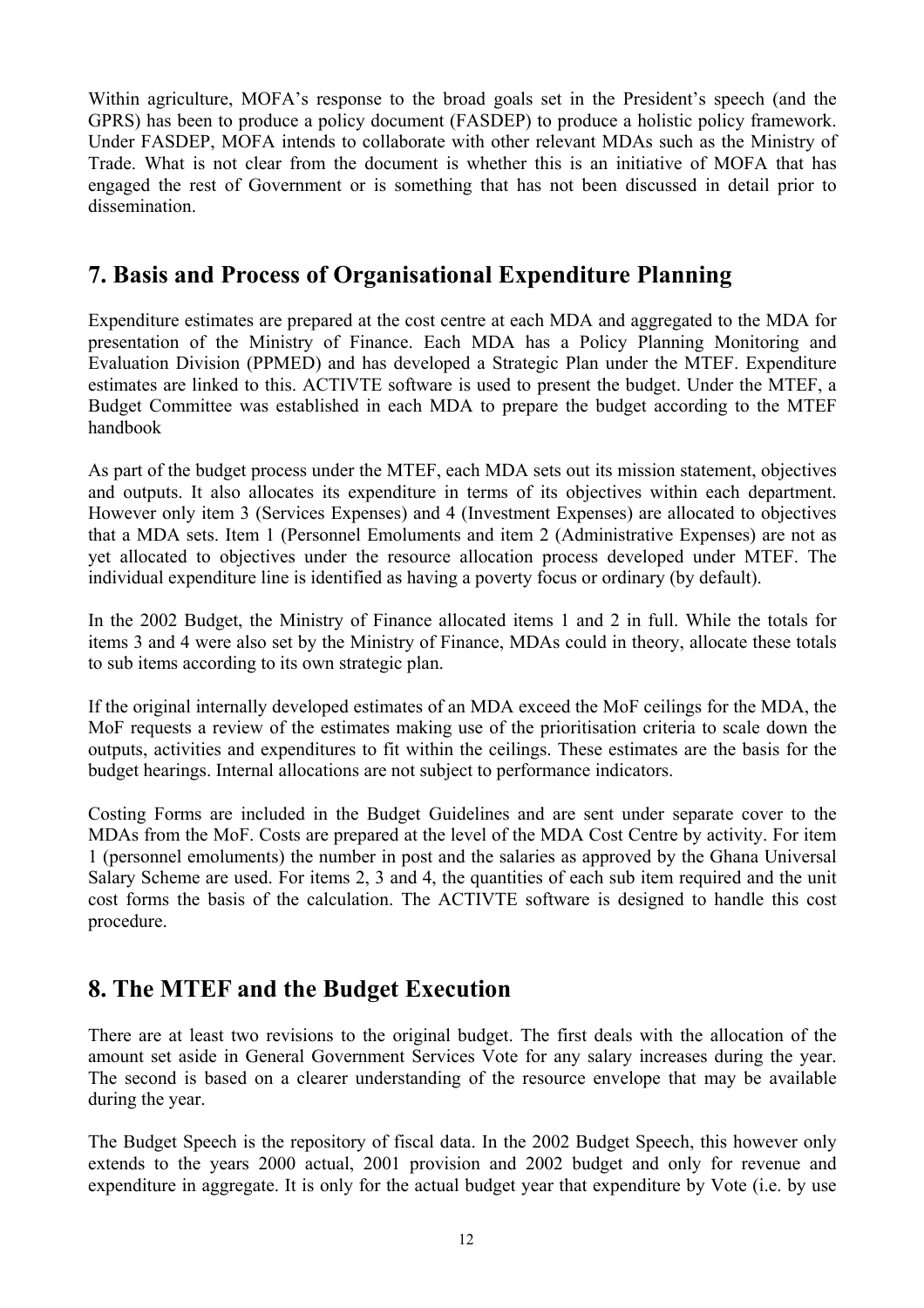Within agriculture, MOFA's response to the broad goals set in the President's speech (and the GPRS) has been to produce a policy document (FASDEP) to produce a holistic policy framework. Under FASDEP, MOFA intends to collaborate with other relevant MDAs such as the Ministry of Trade. What is not clear from the document is whether this is an initiative of MOFA that has engaged the rest of Government or is something that has not been discussed in detail prior to dissemination.

## 7. Basis and Process of Organisational Expenditure Planning

Expenditure estimates are prepared at the cost centre at each MDA and aggregated to the MDA for presentation of the Ministry of Finance. Each MDA has a Policy Planning Monitoring and Evaluation Division (PPMED) and has developed a Strategic Plan under the MTEF. Expenditure estimates are linked to this. ACTIVTE software is used to present the budget. Under the MTEF, a Budget Committee was established in each MDA to prepare the budget according to the MTEF handbook

As part of the budget process under the MTEF, each MDA sets out its mission statement, objectives and outputs. It also allocates its expenditure in terms of its objectives within each department. However only item 3 (Services Expenses) and 4 (Investment Expenses) are allocated to objectives that a MDA sets. Item 1 (Personnel Emoluments and item 2 (Administrative Expenses) are not as yet allocated to objectives under the resource allocation process developed under MTEF. The individual expenditure line is identified as having a poverty focus or ordinary (by default).

In the 2002 Budget, the Ministry of Finance allocated items 1 and 2 in full. While the totals for items 3 and 4 were also set by the Ministry of Finance, MDAs could in theory, allocate these totals to sub items according to its own strategic plan.

If the original internally developed estimates of an MDA exceed the MoF ceilings for the MDA, the MoF requests a review of the estimates making use of the prioritisation criteria to scale down the outputs, activities and expenditures to fit within the ceilings. These estimates are the basis for the budget hearings. Internal allocations are not subject to performance indicators.

Costing Forms are included in the Budget Guidelines and are sent under separate cover to the MDAs from the MoF. Costs are prepared at the level of the MDA Cost Centre by activity. For item 1 (personnel emoluments) the number in post and the salaries as approved by the Ghana Universal Salary Scheme are used. For items 2, 3 and 4, the quantities of each sub item required and the unit cost forms the basis of the calculation. The ACTIVTE software is designed to handle this cost procedure.

## 8. The MTEF and the Budget Execution

There are at least two revisions to the original budget. The first deals with the allocation of the amount set aside in General Government Services Vote for any salary increases during the year. The second is based on a clearer understanding of the resource envelope that may be available during the year.

The Budget Speech is the repository of fiscal data. In the 2002 Budget Speech, this however only extends to the years 2000 actual, 2001 provision and 2002 budget and only for revenue and expenditure in aggregate. It is only for the actual budget year that expenditure by Vote (i.e. by use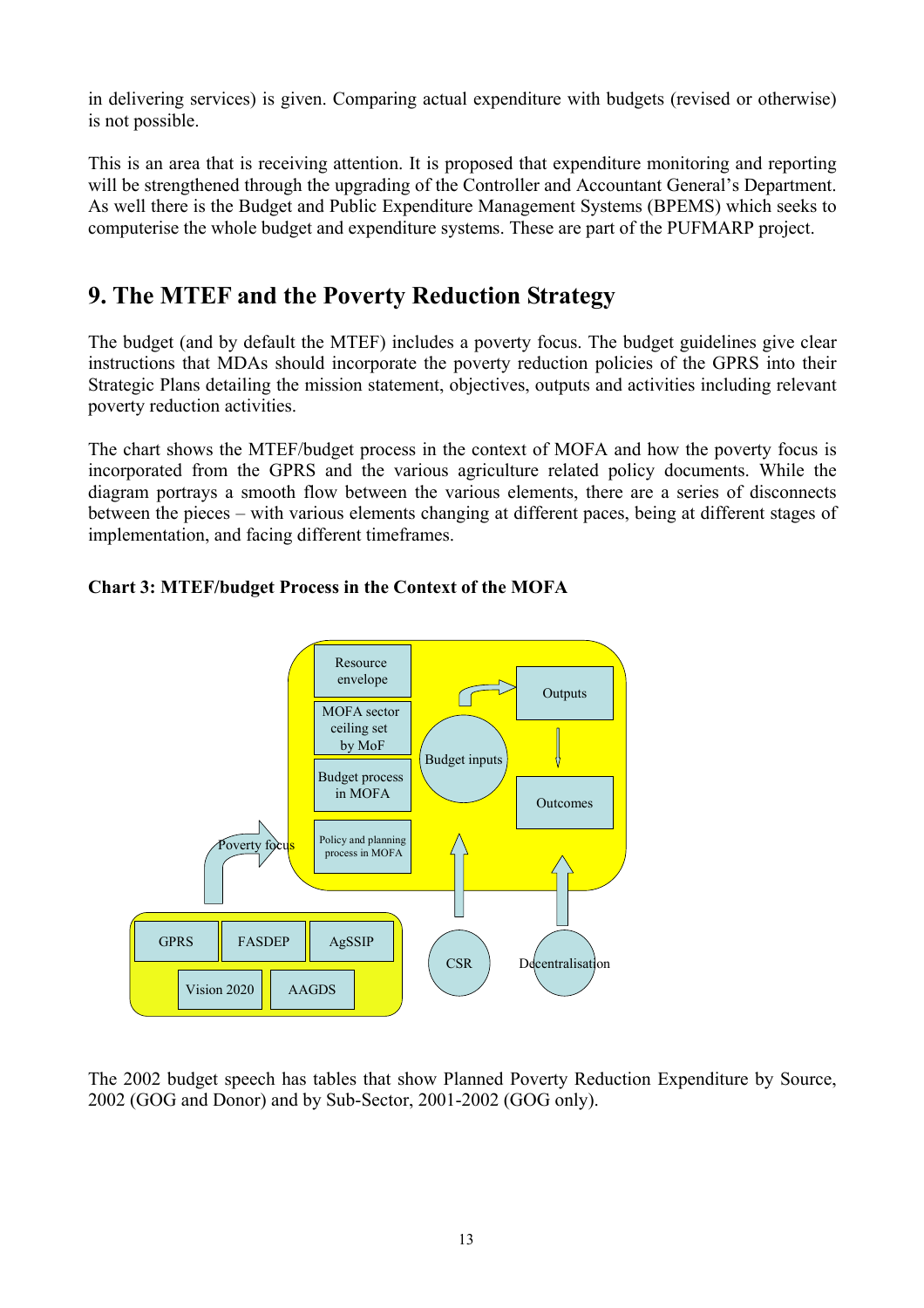in delivering services) is given. Comparing actual expenditure with budgets (revised or otherwise) is not possible.

This is an area that is receiving attention. It is proposed that expenditure monitoring and reporting will be strengthened through the upgrading of the Controller and Accountant General's Department. As well there is the Budget and Public Expenditure Management Systems (BPEMS) which seeks to computerise the whole budget and expenditure systems. These are part of the PUFMARP project.

## 9. The MTEF and the Poverty Reduction Strategy

The budget (and by default the MTEF) includes a poverty focus. The budget guidelines give clear instructions that MDAs should incorporate the poverty reduction policies of the GPRS into their Strategic Plans detailing the mission statement, objectives, outputs and activities including relevant poverty reduction activities.

The chart shows the MTEF/budget process in the context of MOFA and how the poverty focus is incorporated from the GPRS and the various agriculture related policy documents. While the diagram portrays a smooth flow between the various elements, there are a series of disconnects between the pieces – with various elements changing at different paces, being at different stages of implementation, and facing different timeframes.

**Chart 3: MTEF/budget Process in the Context of the MOFA**

Resource envelope

MOFA sector ceiling set by MoF

Budget process in MOFA

Policy and planning process in MOFA

Budget inputs

Outputs

Outcomes

Poverty focus

GPRS | FASDEP | AgSSIP | Vision 2020 | AAGDS

CSR

Decentralisation

The 2002 budget speech has tables that show Planned Poverty Reduction Expenditure by Source, 2002 (GOG and Donor) and by Sub-Sector, 2001-2002 (GOG only).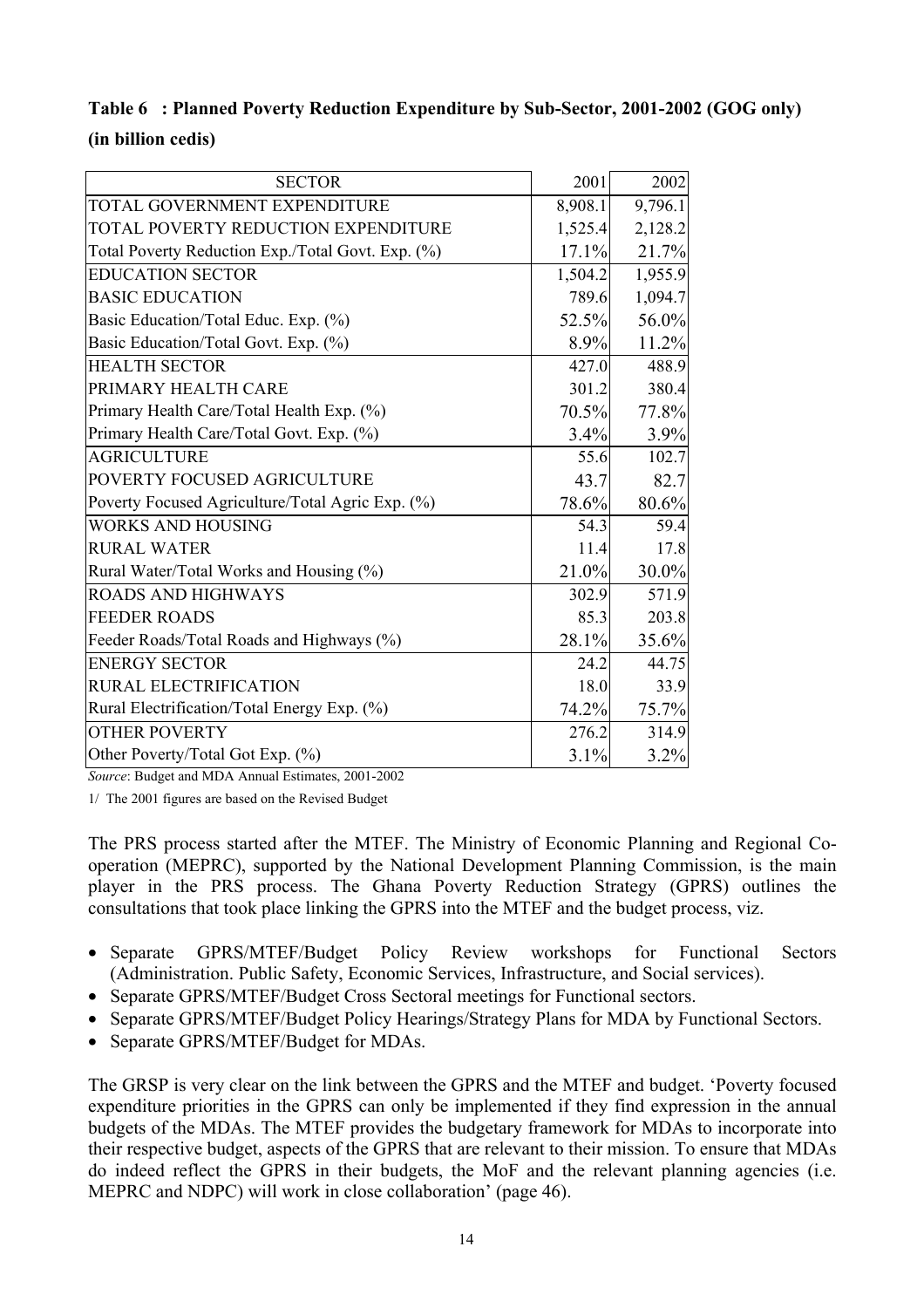**Table 6 : Planned Poverty Reduction Expenditure by Sub-Sector, 2001-2002 (GOG only) (in billion cedis)**

| SECTOR | 2001 | 2002 |
|---|---|---|
| TOTAL GOVERNMENT EXPENDITURE | 8,908.1 | 9,796.1 |
| TOTAL POVERTY REDUCTION EXPENDITURE | 1,525.4 | 2,128.2 |
| Total Poverty Reduction Exp./Total Govt. Exp. (%) | 17.1% | 21.7% |
| EDUCATION SECTOR | 1,504.2 | 1,955.9 |
| BASIC EDUCATION | 789.6 | 1,094.7 |
| Basic Education/Total Educ. Exp. (%) | 52.5% | 56.0% |
| Basic Education/Total Govt. Exp. (%) | 8.9% | 11.2% |
| HEALTH SECTOR | 427.0 | 488.9 |
| PRIMARY HEALTH CARE | 301.2 | 380.4 |
| Primary Health Care/Total Health Exp. (%) | 70.5% | 77.8% |
| Primary Health Care/Total Govt. Exp. (%) | 3.4% | 3.9% |
| AGRICULTURE | 55.6 | 102.7 |
| POVERTY FOCUSED AGRICULTURE | 43.7 | 82.7 |
| Poverty Focused Agriculture/Total Agric Exp. (%) | 78.6% | 80.6% |
| WORKS AND HOUSING | 54.3 | 59.4 |
| RURAL WATER | 11.4 | 17.8 |
| Rural Water/Total Works and Housing (%) | 21.0% | 30.0% |
| ROADS AND HIGHWAYS | 302.9 | 571.9 |
| FEEDER ROADS | 85.3 | 203.8 |
| Feeder Roads/Total Roads and Highways (%) | 28.1% | 35.6% |
| ENERGY SECTOR | 24.2 | 44.75 |
| RURAL ELECTRIFICATION | 18.0 | 33.9 |
| Rural Electrification/Total Energy Exp. (%) | 74.2% | 75.7% |
| OTHER POVERTY | 276.2 | 314.9 |
| Other Poverty/Total Got Exp. (%) | 3.1% | 3.2% |

*Source*: Budget and MDA Annual Estimates, 2001-2002

1/ The 2001 figures are based on the Revised Budget

The PRS process started after the MTEF. The Ministry of Economic Planning and Regional Co-operation (MEPRC), supported by the National Development Planning Commission, is the main player in the PRS process. The Ghana Poverty Reduction Strategy (GPRS) outlines the consultations that took place linking the GPRS into the MTEF and the budget process, viz.

- Separate GPRS/MTEF/Budget Policy Review workshops for Functional Sectors (Administration. Public Safety, Economic Services, Infrastructure, and Social services).
- Separate GPRS/MTEF/Budget Cross Sectoral meetings for Functional sectors.
- Separate GPRS/MTEF/Budget Policy Hearings/Strategy Plans for MDA by Functional Sectors.
- Separate GPRS/MTEF/Budget for MDAs.

The GRSP is very clear on the link between the GPRS and the MTEF and budget. 'Poverty focused expenditure priorities in the GPRS can only be implemented if they find expression in the annual budgets of the MDAs. The MTEF provides the budgetary framework for MDAs to incorporate into their respective budget, aspects of the GPRS that are relevant to their mission. To ensure that MDAs do indeed reflect the GPRS in their budgets, the MoF and the relevant planning agencies (i.e. MEPRC and NDPC) will work in close collaboration' (page 46).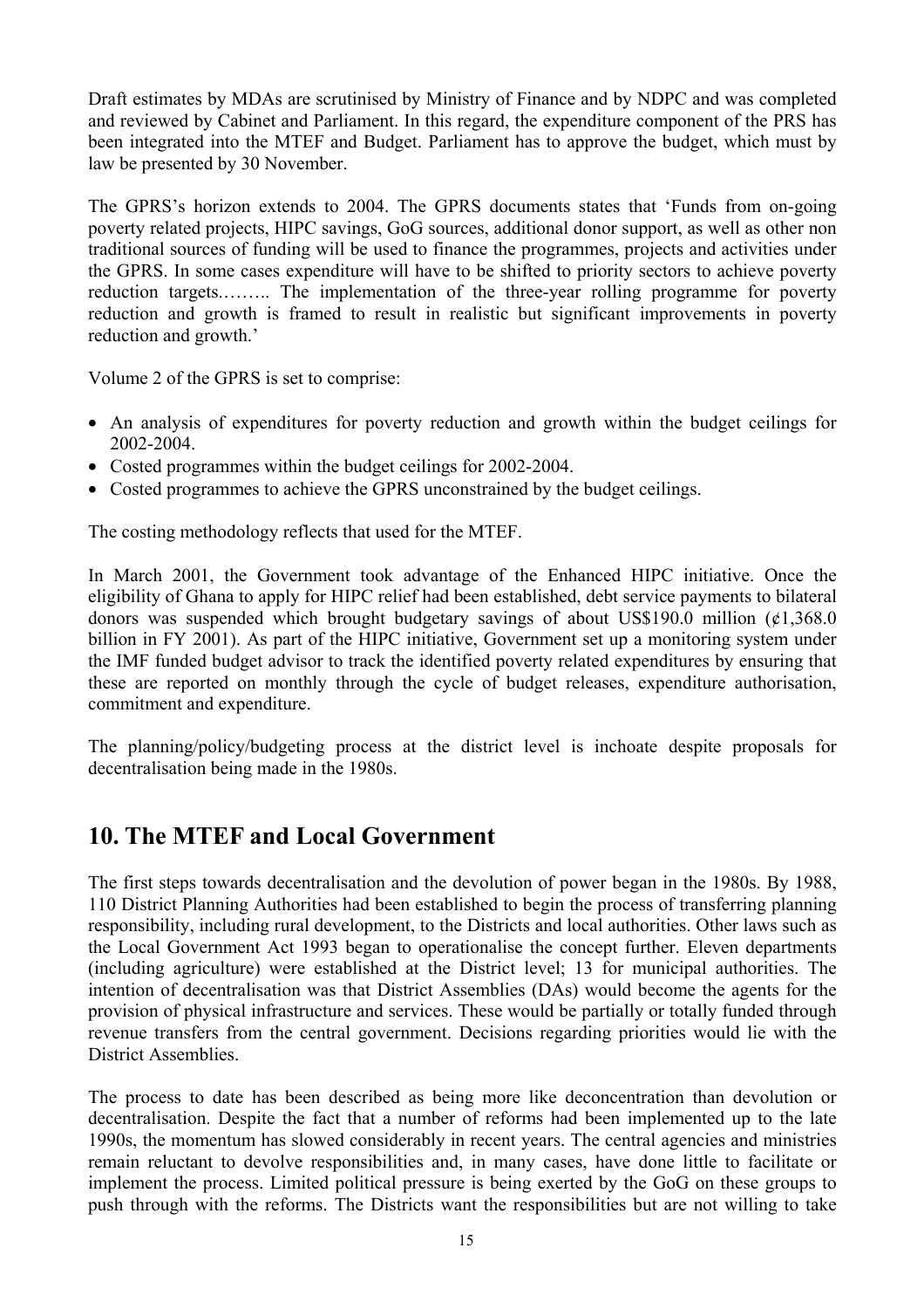Draft estimates by MDAs are scrutinised by Ministry of Finance and by NDPC and was completed and reviewed by Cabinet and Parliament. In this regard, the expenditure component of the PRS has been integrated into the MTEF and Budget. Parliament has to approve the budget, which must by law be presented by 30 November.

The GPRS's horizon extends to 2004. The GPRS documents states that 'Funds from on-going poverty related projects, HIPC savings, GoG sources, additional donor support, as well as other non traditional sources of funding will be used to finance the programmes, projects and activities under the GPRS. In some cases expenditure will have to be shifted to priority sectors to achieve poverty reduction targets.…….. The implementation of the three-year rolling programme for poverty reduction and growth is framed to result in realistic but significant improvements in poverty reduction and growth.'

Volume 2 of the GPRS is set to comprise:

- An analysis of expenditures for poverty reduction and growth within the budget ceilings for 2002-2004.
- Costed programmes within the budget ceilings for 2002-2004.
- Costed programmes to achieve the GPRS unconstrained by the budget ceilings.

The costing methodology reflects that used for the MTEF.

In March 2001, the Government took advantage of the Enhanced HIPC initiative. Once the eligibility of Ghana to apply for HIPC relief had been established, debt service payments to bilateral donors was suspended which brought budgetary savings of about US$190.0 million (¢1,368.0 billion in FY 2001). As part of the HIPC initiative, Government set up a monitoring system under the IMF funded budget advisor to track the identified poverty related expenditures by ensuring that these are reported on monthly through the cycle of budget releases, expenditure authorisation, commitment and expenditure.

The planning/policy/budgeting process at the district level is inchoate despite proposals for decentralisation being made in the 1980s.

# 10. The MTEF and Local Government

The first steps towards decentralisation and the devolution of power began in the 1980s. By 1988, 110 District Planning Authorities had been established to begin the process of transferring planning responsibility, including rural development, to the Districts and local authorities. Other laws such as the Local Government Act 1993 began to operationalise the concept further. Eleven departments (including agriculture) were established at the District level; 13 for municipal authorities. The intention of decentralisation was that District Assemblies (DAs) would become the agents for the provision of physical infrastructure and services. These would be partially or totally funded through revenue transfers from the central government. Decisions regarding priorities would lie with the District Assemblies.

The process to date has been described as being more like deconcentration than devolution or decentralisation. Despite the fact that a number of reforms had been implemented up to the late 1990s, the momentum has slowed considerably in recent years. The central agencies and ministries remain reluctant to devolve responsibilities and, in many cases, have done little to facilitate or implement the process. Limited political pressure is being exerted by the GoG on these groups to push through with the reforms. The Districts want the responsibilities but are not willing to take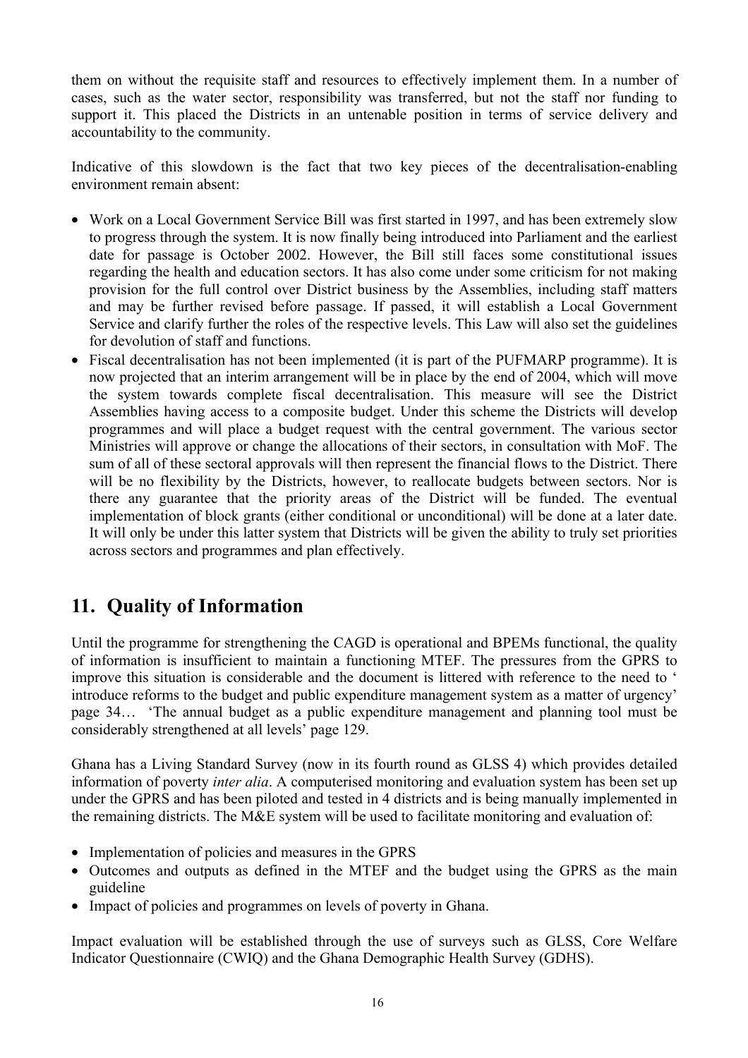them on without the requisite staff and resources to effectively implement them. In a number of cases, such as the water sector, responsibility was transferred, but not the staff nor funding to support it. This placed the Districts in an untenable position in terms of service delivery and accountability to the community.

Indicative of this slowdown is the fact that two key pieces of the decentralisation-enabling environment remain absent:

- Work on a Local Government Service Bill was first started in 1997, and has been extremely slow to progress through the system. It is now finally being introduced into Parliament and the earliest date for passage is October 2002. However, the Bill still faces some constitutional issues regarding the health and education sectors. It has also come under some criticism for not making provision for the full control over District business by the Assemblies, including staff matters and may be further revised before passage. If passed, it will establish a Local Government Service and clarify further the roles of the respective levels. This Law will also set the guidelines for devolution of staff and functions.
- Fiscal decentralisation has not been implemented (it is part of the PUFMARP programme). It is now projected that an interim arrangement will be in place by the end of 2004, which will move the system towards complete fiscal decentralisation. This measure will see the District Assemblies having access to a composite budget. Under this scheme the Districts will develop programmes and will place a budget request with the central government. The various sector Ministries will approve or change the allocations of their sectors, in consultation with MoF. The sum of all of these sectoral approvals will then represent the financial flows to the District. There will be no flexibility by the Districts, however, to reallocate budgets between sectors. Nor is there any guarantee that the priority areas of the District will be funded. The eventual implementation of block grants (either conditional or unconditional) will be done at a later date. It will only be under this latter system that Districts will be given the ability to truly set priorities across sectors and programmes and plan effectively.

## 11. Quality of Information

Until the programme for strengthening the CAGD is operational and BPEMs functional, the quality of information is insufficient to maintain a functioning MTEF. The pressures from the GPRS to improve this situation is considerable and the document is littered with reference to the need to ' introduce reforms to the budget and public expenditure management system as a matter of urgency' page 34… 'The annual budget as a public expenditure management and planning tool must be considerably strengthened at all levels' page 129.

Ghana has a Living Standard Survey (now in its fourth round as GLSS 4) which provides detailed information of poverty *inter alia*. A computerised monitoring and evaluation system has been set up under the GPRS and has been piloted and tested in 4 districts and is being manually implemented in the remaining districts. The M&E system will be used to facilitate monitoring and evaluation of:

- Implementation of policies and measures in the GPRS
- Outcomes and outputs as defined in the MTEF and the budget using the GPRS as the main guideline
- Impact of policies and programmes on levels of poverty in Ghana.

Impact evaluation will be established through the use of surveys such as GLSS, Core Welfare Indicator Questionnaire (CWIQ) and the Ghana Demographic Health Survey (GDHS).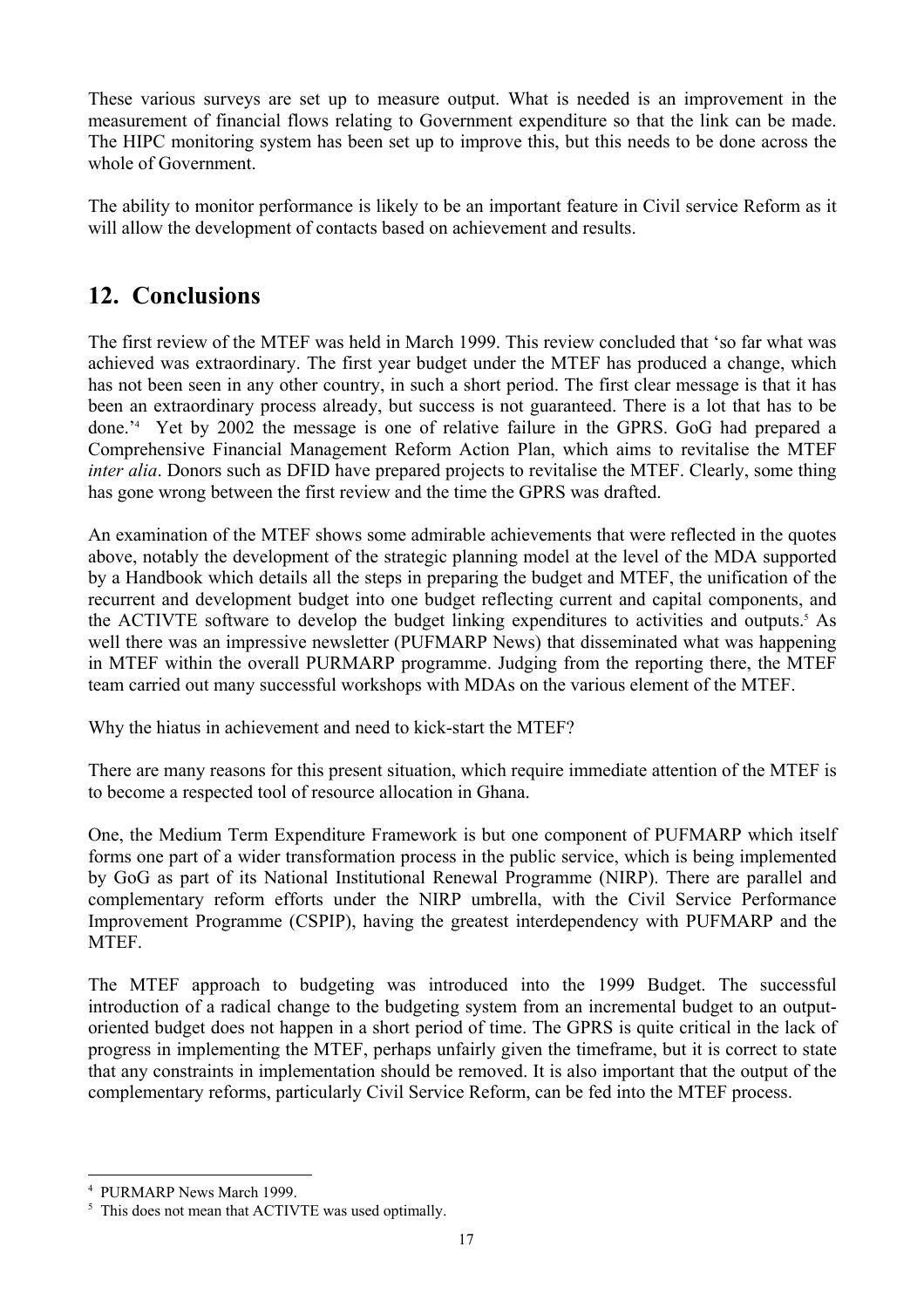These various surveys are set up to measure output. What is needed is an improvement in the measurement of financial flows relating to Government expenditure so that the link can be made. The HIPC monitoring system has been set up to improve this, but this needs to be done across the whole of Government.

The ability to monitor performance is likely to be an important feature in Civil service Reform as it will allow the development of contacts based on achievement and results.

## 12. Conclusions

The first review of the MTEF was held in March 1999. This review concluded that 'so far what was achieved was extraordinary. The first year budget under the MTEF has produced a change, which has not been seen in any other country, in such a short period. The first clear message is that it has been an extraordinary process already, but success is not guaranteed. There is a lot that has to be done.'[4] Yet by 2002 the message is one of relative failure in the GPRS. GoG had prepared a Comprehensive Financial Management Reform Action Plan, which aims to revitalise the MTEF *inter alia*. Donors such as DFID have prepared projects to revitalise the MTEF. Clearly, some thing has gone wrong between the first review and the time the GPRS was drafted.

An examination of the MTEF shows some admirable achievements that were reflected in the quotes above, notably the development of the strategic planning model at the level of the MDA supported by a Handbook which details all the steps in preparing the budget and MTEF, the unification of the recurrent and development budget into one budget reflecting current and capital components, and the ACTIVTE software to develop the budget linking expenditures to activities and outputs.[5] As well there was an impressive newsletter (PUFMARP News) that disseminated what was happening in MTEF within the overall PURMARP programme. Judging from the reporting there, the MTEF team carried out many successful workshops with MDAs on the various element of the MTEF.

Why the hiatus in achievement and need to kick-start the MTEF?

There are many reasons for this present situation, which require immediate attention of the MTEF is to become a respected tool of resource allocation in Ghana.

One, the Medium Term Expenditure Framework is but one component of PUFMARP which itself forms one part of a wider transformation process in the public service, which is being implemented by GoG as part of its National Institutional Renewal Programme (NIRP). There are parallel and complementary reform efforts under the NIRP umbrella, with the Civil Service Performance Improvement Programme (CSPIP), having the greatest interdependency with PUFMARP and the MTEF.

The MTEF approach to budgeting was introduced into the 1999 Budget. The successful introduction of a radical change to the budgeting system from an incremental budget to an output-oriented budget does not happen in a short period of time. The GPRS is quite critical in the lack of progress in implementing the MTEF, perhaps unfairly given the timeframe, but it is correct to state that any constraints in implementation should be removed. It is also important that the output of the complementary reforms, particularly Civil Service Reform, can be fed into the MTEF process.

---

[4] PURMARP News March 1999.

[5] This does not mean that ACTIVTE was used optimally.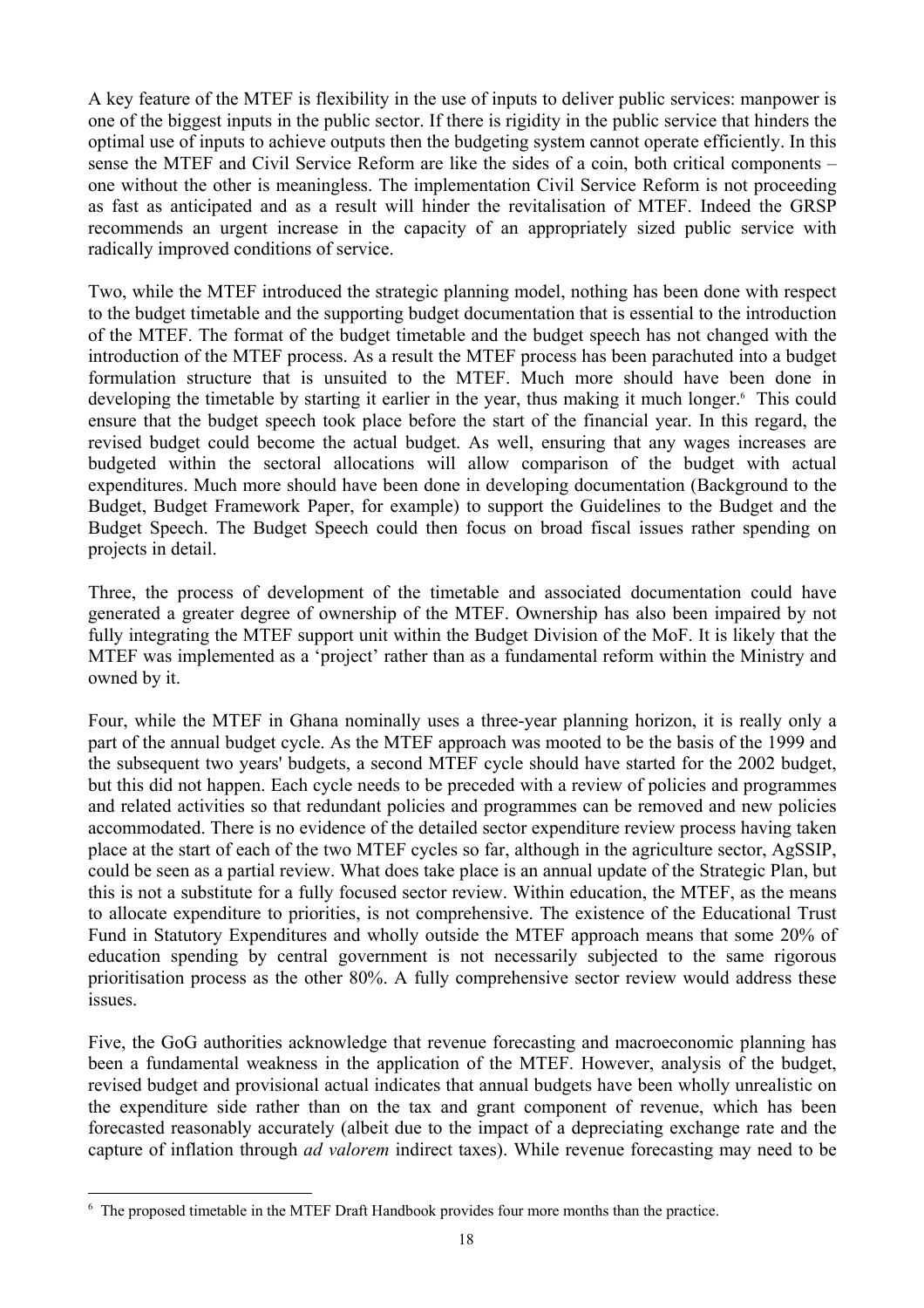A key feature of the MTEF is flexibility in the use of inputs to deliver public services: manpower is one of the biggest inputs in the public sector. If there is rigidity in the public service that hinders the optimal use of inputs to achieve outputs then the budgeting system cannot operate efficiently. In this sense the MTEF and Civil Service Reform are like the sides of a coin, both critical components – one without the other is meaningless. The implementation Civil Service Reform is not proceeding as fast as anticipated and as a result will hinder the revitalisation of MTEF. Indeed the GRSP recommends an urgent increase in the capacity of an appropriately sized public service with radically improved conditions of service.

Two, while the MTEF introduced the strategic planning model, nothing has been done with respect to the budget timetable and the supporting budget documentation that is essential to the introduction of the MTEF. The format of the budget timetable and the budget speech has not changed with the introduction of the MTEF process. As a result the MTEF process has been parachuted into a budget formulation structure that is unsuited to the MTEF. Much more should have been done in developing the timetable by starting it earlier in the year, thus making it much longer.[6] This could ensure that the budget speech took place before the start of the financial year. In this regard, the revised budget could become the actual budget. As well, ensuring that any wages increases are budgeted within the sectoral allocations will allow comparison of the budget with actual expenditures. Much more should have been done in developing documentation (Background to the Budget, Budget Framework Paper, for example) to support the Guidelines to the Budget and the Budget Speech. The Budget Speech could then focus on broad fiscal issues rather spending on projects in detail.

Three, the process of development of the timetable and associated documentation could have generated a greater degree of ownership of the MTEF. Ownership has also been impaired by not fully integrating the MTEF support unit within the Budget Division of the MoF. It is likely that the MTEF was implemented as a 'project' rather than as a fundamental reform within the Ministry and owned by it.

Four, while the MTEF in Ghana nominally uses a three-year planning horizon, it is really only a part of the annual budget cycle. As the MTEF approach was mooted to be the basis of the 1999 and the subsequent two years' budgets, a second MTEF cycle should have started for the 2002 budget, but this did not happen. Each cycle needs to be preceded with a review of policies and programmes and related activities so that redundant policies and programmes can be removed and new policies accommodated. There is no evidence of the detailed sector expenditure review process having taken place at the start of each of the two MTEF cycles so far, although in the agriculture sector, AgSSIP, could be seen as a partial review. What does take place is an annual update of the Strategic Plan, but this is not a substitute for a fully focused sector review. Within education, the MTEF, as the means to allocate expenditure to priorities, is not comprehensive. The existence of the Educational Trust Fund in Statutory Expenditures and wholly outside the MTEF approach means that some 20% of education spending by central government is not necessarily subjected to the same rigorous prioritisation process as the other 80%. A fully comprehensive sector review would address these issues.

Five, the GoG authorities acknowledge that revenue forecasting and macroeconomic planning has been a fundamental weakness in the application of the MTEF. However, analysis of the budget, revised budget and provisional actual indicates that annual budgets have been wholly unrealistic on the expenditure side rather than on the tax and grant component of revenue, which has been forecasted reasonably accurately (albeit due to the impact of a depreciating exchange rate and the capture of inflation through *ad valorem* indirect taxes). While revenue forecasting may need to be

---

[6] The proposed timetable in the MTEF Draft Handbook provides four more months than the practice.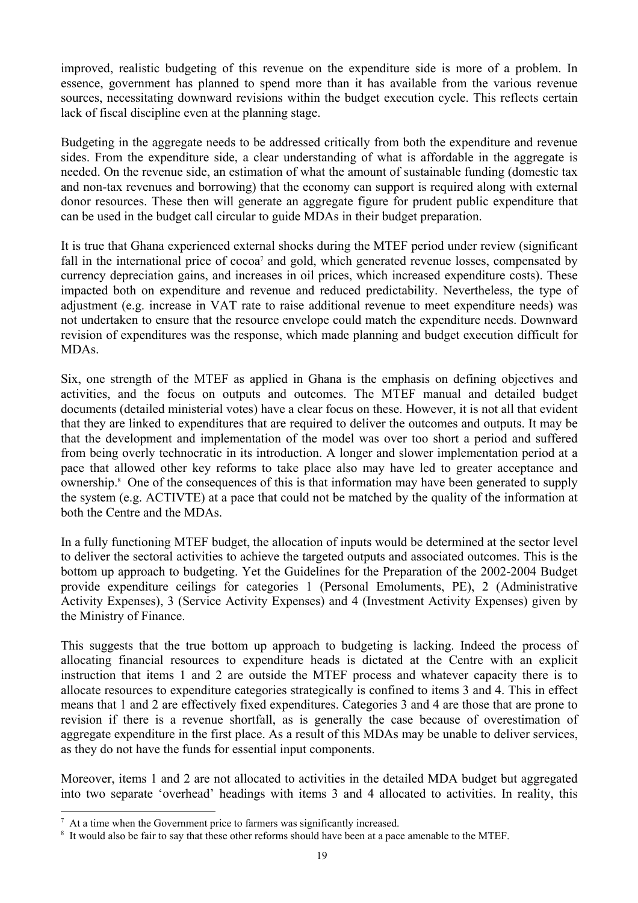improved, realistic budgeting of this revenue on the expenditure side is more of a problem. In essence, government has planned to spend more than it has available from the various revenue sources, necessitating downward revisions within the budget execution cycle. This reflects certain lack of fiscal discipline even at the planning stage.

Budgeting in the aggregate needs to be addressed critically from both the expenditure and revenue sides. From the expenditure side, a clear understanding of what is affordable in the aggregate is needed. On the revenue side, an estimation of what the amount of sustainable funding (domestic tax and non-tax revenues and borrowing) that the economy can support is required along with external donor resources. These then will generate an aggregate figure for prudent public expenditure that can be used in the budget call circular to guide MDAs in their budget preparation.

It is true that Ghana experienced external shocks during the MTEF period under review (significant fall in the international price of cocoa[7] and gold, which generated revenue losses, compensated by currency depreciation gains, and increases in oil prices, which increased expenditure costs). These impacted both on expenditure and revenue and reduced predictability. Nevertheless, the type of adjustment (e.g. increase in VAT rate to raise additional revenue to meet expenditure needs) was not undertaken to ensure that the resource envelope could match the expenditure needs. Downward revision of expenditures was the response, which made planning and budget execution difficult for MDAs.

Six, one strength of the MTEF as applied in Ghana is the emphasis on defining objectives and activities, and the focus on outputs and outcomes. The MTEF manual and detailed budget documents (detailed ministerial votes) have a clear focus on these. However, it is not all that evident that they are linked to expenditures that are required to deliver the outcomes and outputs. It may be that the development and implementation of the model was over too short a period and suffered from being overly technocratic in its introduction. A longer and slower implementation period at a pace that allowed other key reforms to take place also may have led to greater acceptance and ownership.[8] One of the consequences of this is that information may have been generated to supply the system (e.g. ACTIVTE) at a pace that could not be matched by the quality of the information at both the Centre and the MDAs.

In a fully functioning MTEF budget, the allocation of inputs would be determined at the sector level to deliver the sectoral activities to achieve the targeted outputs and associated outcomes. This is the bottom up approach to budgeting. Yet the Guidelines for the Preparation of the 2002-2004 Budget provide expenditure ceilings for categories 1 (Personal Emoluments, PE), 2 (Administrative Activity Expenses), 3 (Service Activity Expenses) and 4 (Investment Activity Expenses) given by the Ministry of Finance.

This suggests that the true bottom up approach to budgeting is lacking. Indeed the process of allocating financial resources to expenditure heads is dictated at the Centre with an explicit instruction that items 1 and 2 are outside the MTEF process and whatever capacity there is to allocate resources to expenditure categories strategically is confined to items 3 and 4. This in effect means that 1 and 2 are effectively fixed expenditures. Categories 3 and 4 are those that are prone to revision if there is a revenue shortfall, as is generally the case because of overestimation of aggregate expenditure in the first place. As a result of this MDAs may be unable to deliver services, as they do not have the funds for essential input components.

Moreover, items 1 and 2 are not allocated to activities in the detailed MDA budget but aggregated into two separate 'overhead' headings with items 3 and 4 allocated to activities. In reality, this

[7] At a time when the Government price to farmers was significantly increased.

[8] It would also be fair to say that these other reforms should have been at a pace amenable to the MTEF.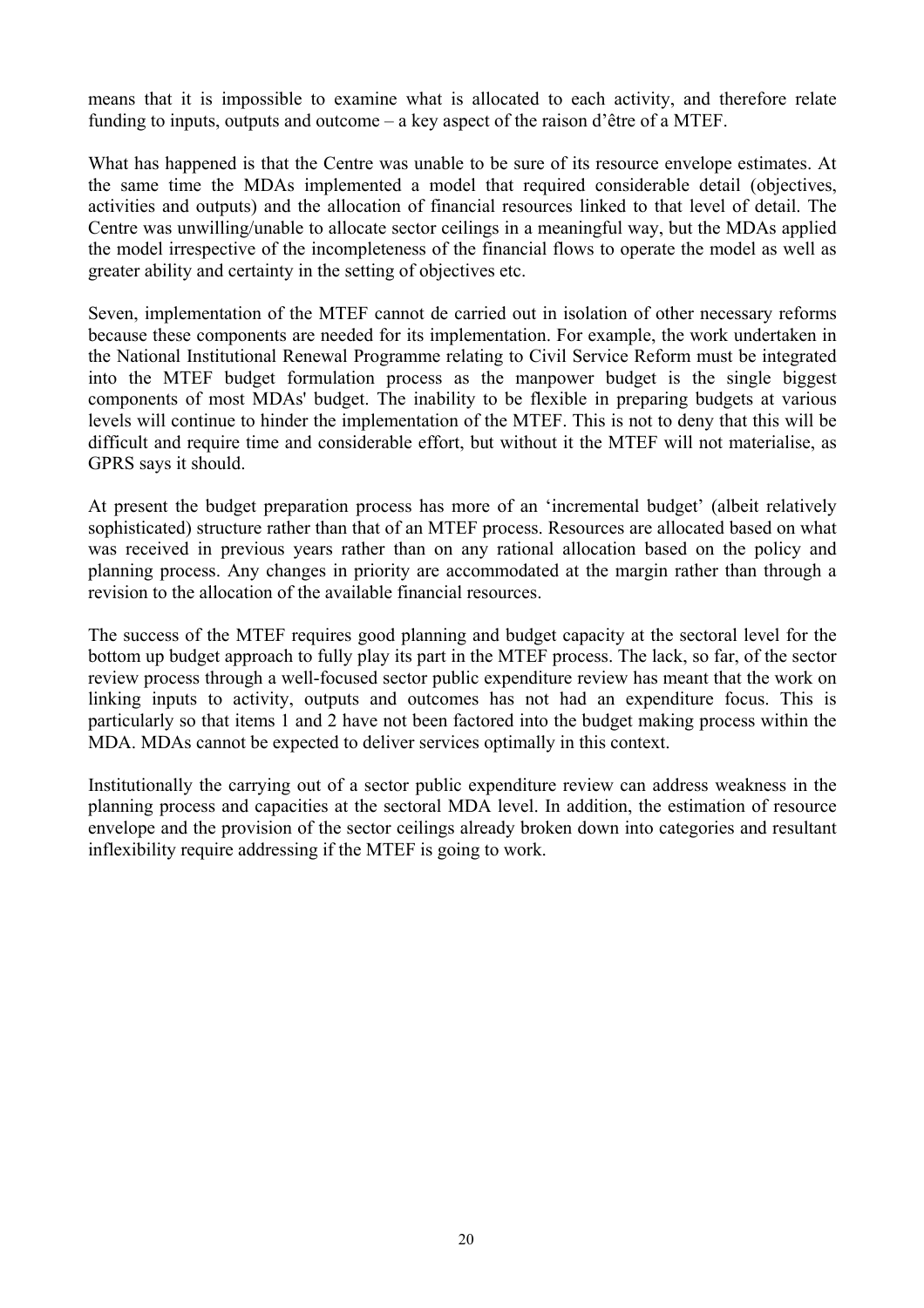means that it is impossible to examine what is allocated to each activity, and therefore relate funding to inputs, outputs and outcome – a key aspect of the raison d'être of a MTEF.

What has happened is that the Centre was unable to be sure of its resource envelope estimates. At the same time the MDAs implemented a model that required considerable detail (objectives, activities and outputs) and the allocation of financial resources linked to that level of detail. The Centre was unwilling/unable to allocate sector ceilings in a meaningful way, but the MDAs applied the model irrespective of the incompleteness of the financial flows to operate the model as well as greater ability and certainty in the setting of objectives etc.

Seven, implementation of the MTEF cannot de carried out in isolation of other necessary reforms because these components are needed for its implementation. For example, the work undertaken in the National Institutional Renewal Programme relating to Civil Service Reform must be integrated into the MTEF budget formulation process as the manpower budget is the single biggest components of most MDAs' budget. The inability to be flexible in preparing budgets at various levels will continue to hinder the implementation of the MTEF. This is not to deny that this will be difficult and require time and considerable effort, but without it the MTEF will not materialise, as GPRS says it should.

At present the budget preparation process has more of an 'incremental budget' (albeit relatively sophisticated) structure rather than that of an MTEF process. Resources are allocated based on what was received in previous years rather than on any rational allocation based on the policy and planning process. Any changes in priority are accommodated at the margin rather than through a revision to the allocation of the available financial resources.

The success of the MTEF requires good planning and budget capacity at the sectoral level for the bottom up budget approach to fully play its part in the MTEF process. The lack, so far, of the sector review process through a well-focused sector public expenditure review has meant that the work on linking inputs to activity, outputs and outcomes has not had an expenditure focus. This is particularly so that items 1 and 2 have not been factored into the budget making process within the MDA. MDAs cannot be expected to deliver services optimally in this context.

Institutionally the carrying out of a sector public expenditure review can address weakness in the planning process and capacities at the sectoral MDA level. In addition, the estimation of resource envelope and the provision of the sector ceilings already broken down into categories and resultant inflexibility require addressing if the MTEF is going to work.